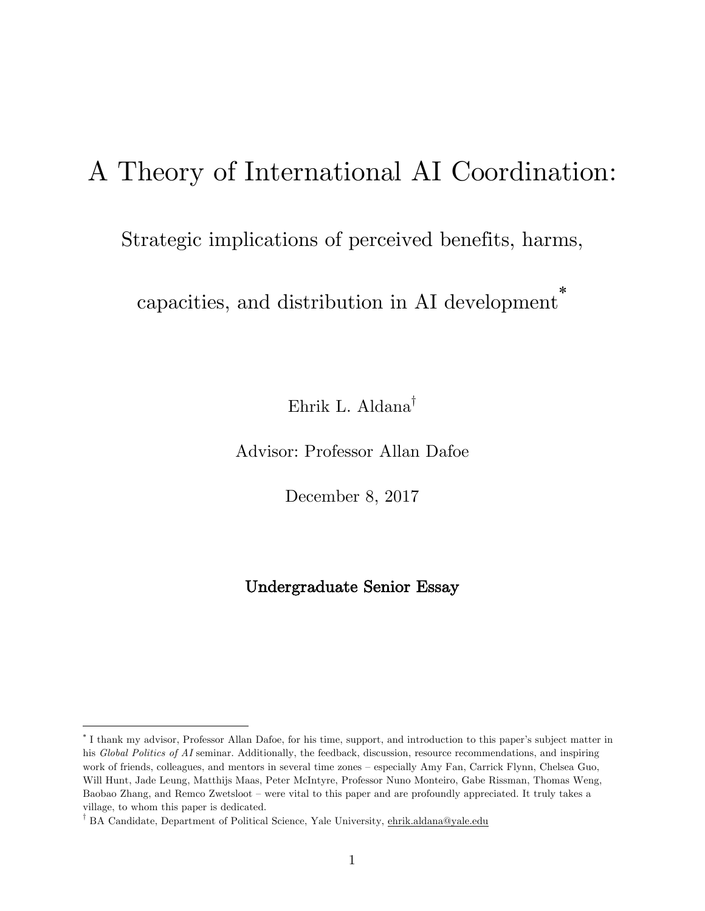# A Theory of International AI Coordination:

## Strategic implications of perceived benefits, harms, capacities, and distribution in AI development[*]

Ehrik L. Aldana[†]

Advisor: Professor Allan Dafoe

December 8, 2017

**Undergraduate Senior Essay**

---

[*] I thank my advisor, Professor Allan Dafoe, for his time, support, and introduction to this paper's subject matter in his *Global Politics of AI* seminar. Additionally, the feedback, discussion, resource recommendations, and inspiring work of friends, colleagues, and mentors in several time zones – especially Amy Fan, Carrick Flynn, Chelsea Guo, Will Hunt, Jade Leung, Matthijs Maas, Peter McIntyre, Professor Nuno Monteiro, Gabe Rissman, Thomas Weng, Baobao Zhang, and Remco Zwetsloot – were vital to this paper and are profoundly appreciated. It truly takes a village, to whom this paper is dedicated.

[†] BA Candidate, Department of Political Science, Yale University, ehrik.aldana@yale.edu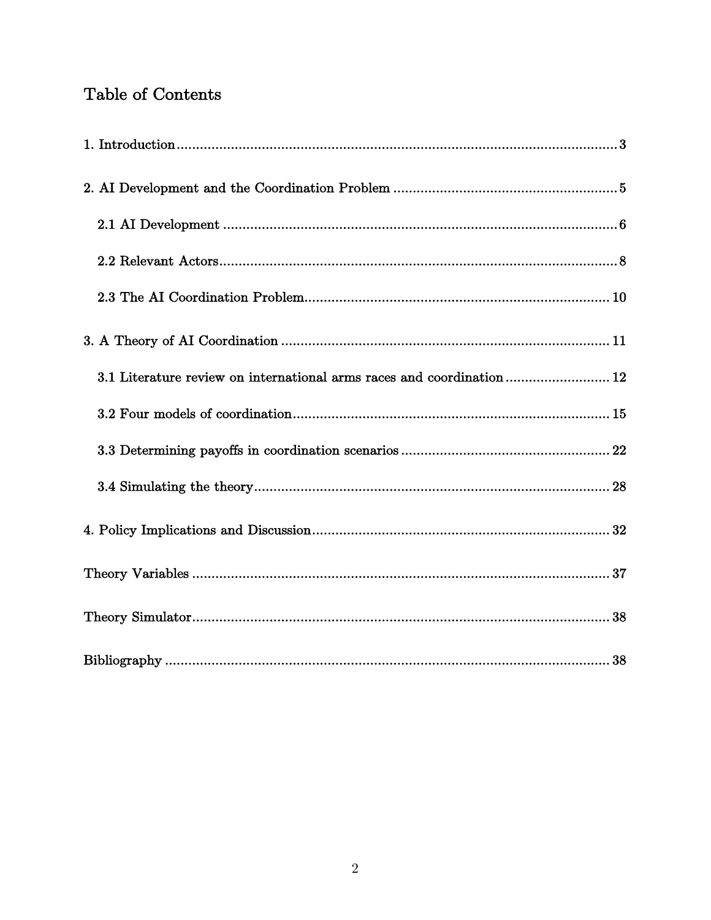# Table of Contents

1. Introduction .......... 3

2. AI Development and the Coordination Problem .......... 5

   2.1 AI Development .......... 6

   2.2 Relevant Actors .......... 8

   2.3 The AI Coordination Problem .......... 10

3. A Theory of AI Coordination .......... 11

   3.1 Literature review on international arms races and coordination .......... 12

   3.2 Four models of coordination .......... 15

   3.3 Determining payoffs in coordination scenarios .......... 22

   3.4 Simulating the theory .......... 28

4. Policy Implications and Discussion .......... 32

Theory Variables .......... 37

Theory Simulator .......... 38

Bibliography .......... 38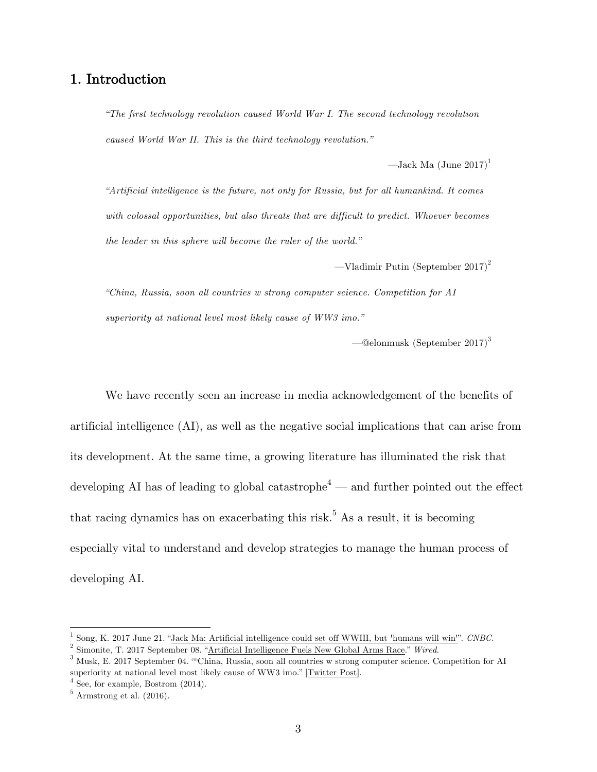# 1. Introduction

> *"The first technology revolution caused World War I. The second technology revolution caused World War II. This is the third technology revolution."*
>
> —Jack Ma (June 2017)[1]

> *"Artificial intelligence is the future, not only for Russia, but for all humankind. It comes with colossal opportunities, but also threats that are difficult to predict. Whoever becomes the leader in this sphere will become the ruler of the world."*
>
> —Vladimir Putin (September 2017)[2]

> *"China, Russia, soon all countries w strong computer science. Competition for AI superiority at national level most likely cause of WW3 imo."*
>
> —@elonmusk (September 2017)[3]

We have recently seen an increase in media acknowledgement of the benefits of artificial intelligence (AI), as well as the negative social implications that can arise from its development. At the same time, a growing literature has illuminated the risk that developing AI has of leading to global catastrophe[4] — and further pointed out the effect that racing dynamics has on exacerbating this risk.[5] As a result, it is becoming especially vital to understand and develop strategies to manage the human process of developing AI.

---

[1] Song, K. 2017 June 21. "Jack Ma: Artificial intelligence could set off WWIII, but 'humans will win'". *CNBC*.

[2] Simonite, T. 2017 September 08. "Artificial Intelligence Fuels New Global Arms Race." *Wired*.

[3] Musk, E. 2017 September 04. ""China, Russia, soon all countries w strong computer science. Competition for AI superiority at national level most likely cause of WW3 imo." [Twitter Post].

[4] See, for example, Bostrom (2014).

[5] Armstrong et al. (2016).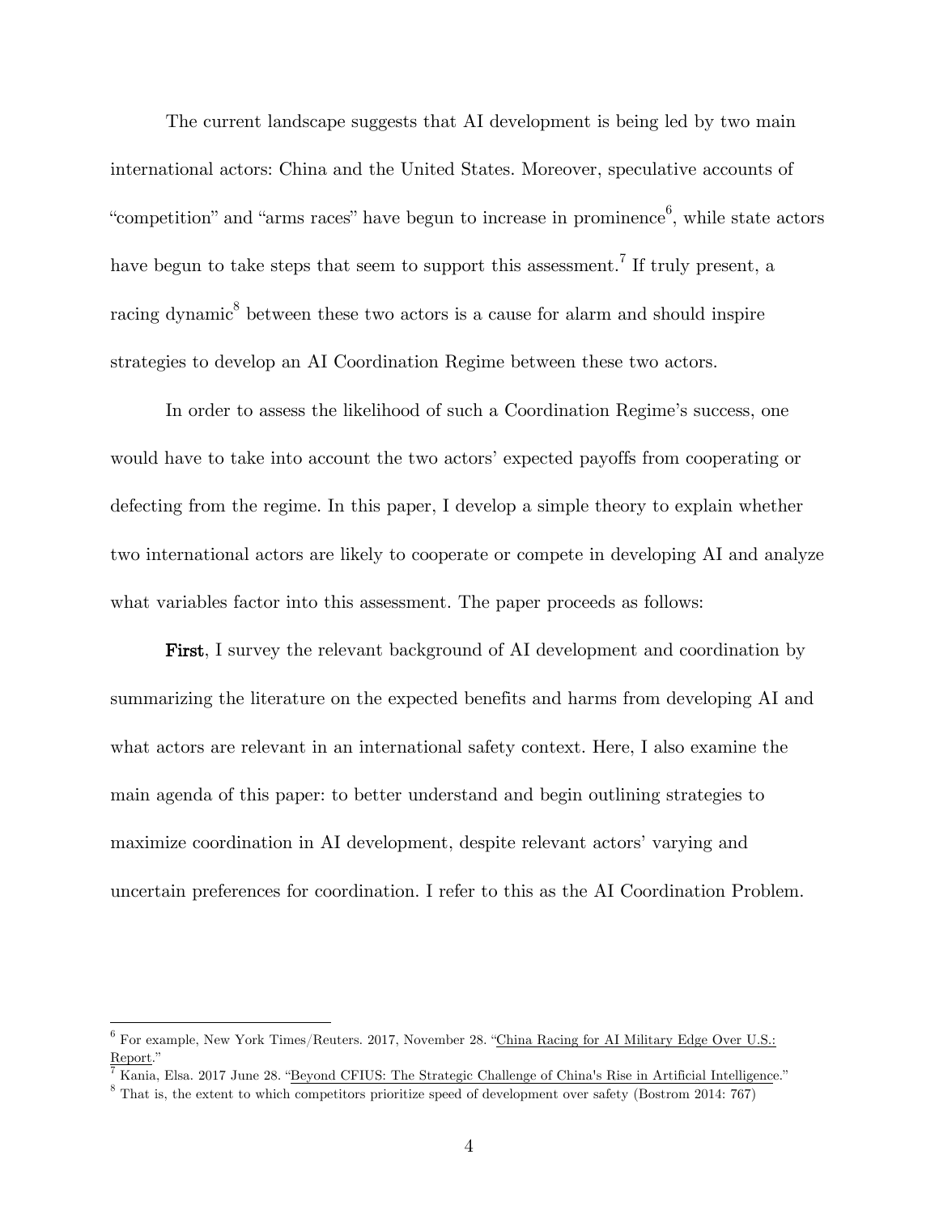The current landscape suggests that AI development is being led by two main international actors: China and the United States. Moreover, speculative accounts of "competition" and "arms races" have begun to increase in prominence[6], while state actors have begun to take steps that seem to support this assessment.[7] If truly present, a racing dynamic[8] between these two actors is a cause for alarm and should inspire strategies to develop an AI Coordination Regime between these two actors.

In order to assess the likelihood of such a Coordination Regime's success, one would have to take into account the two actors' expected payoffs from cooperating or defecting from the regime. In this paper, I develop a simple theory to explain whether two international actors are likely to cooperate or compete in developing AI and analyze what variables factor into this assessment. The paper proceeds as follows:

**First**, I survey the relevant background of AI development and coordination by summarizing the literature on the expected benefits and harms from developing AI and what actors are relevant in an international safety context. Here, I also examine the main agenda of this paper: to better understand and begin outlining strategies to maximize coordination in AI development, despite relevant actors' varying and uncertain preferences for coordination. I refer to this as the AI Coordination Problem.

---

[6] For example, New York Times/Reuters. 2017, November 28. "China Racing for AI Military Edge Over U.S.: Report."

[7] Kania, Elsa. 2017 June 28. "Beyond CFIUS: The Strategic Challenge of China's Rise in Artificial Intelligence."

[8] That is, the extent to which competitors prioritize speed of development over safety (Bostrom 2014: 767)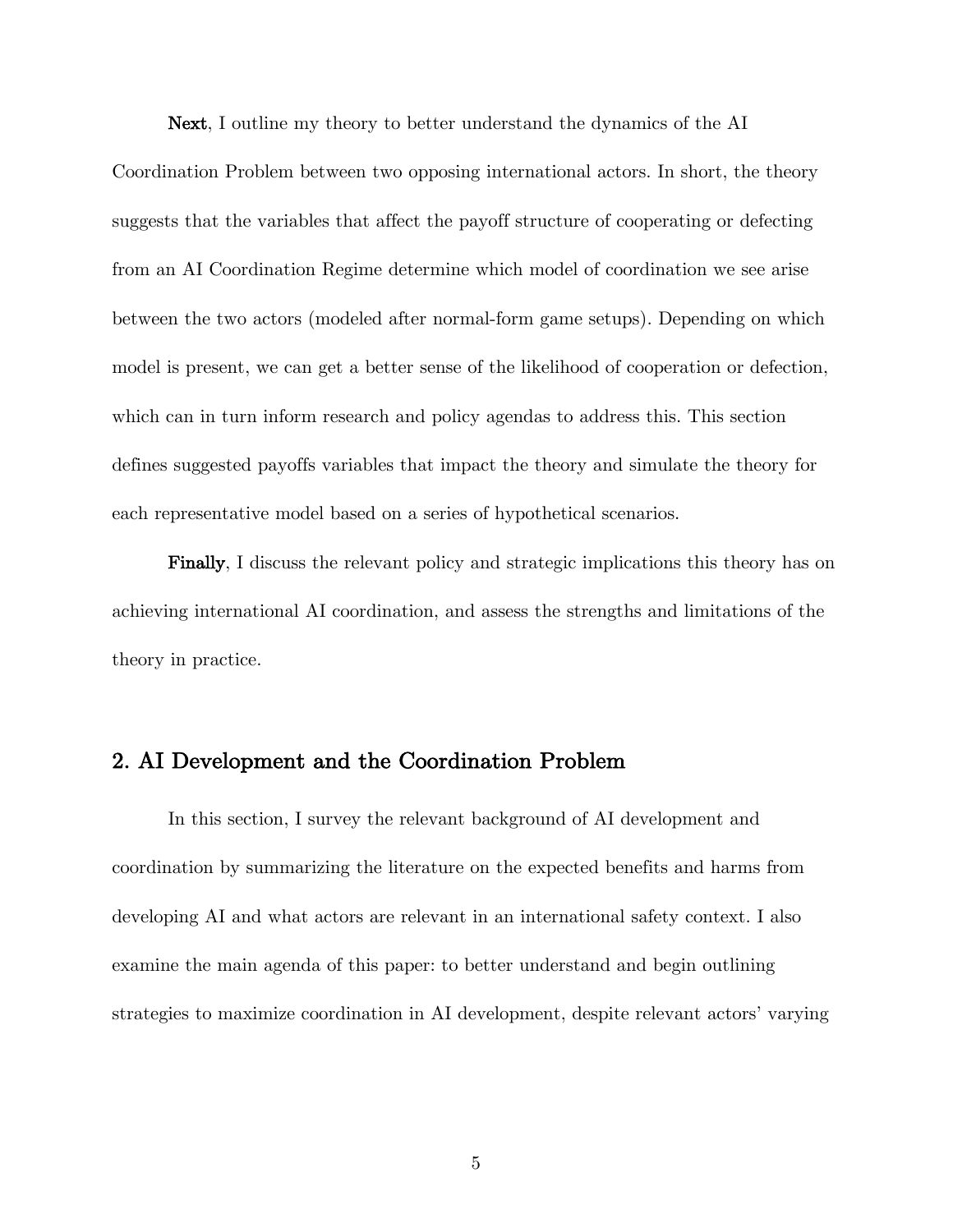**Next**, I outline my theory to better understand the dynamics of the AI Coordination Problem between two opposing international actors. In short, the theory suggests that the variables that affect the payoff structure of cooperating or defecting from an AI Coordination Regime determine which model of coordination we see arise between the two actors (modeled after normal-form game setups). Depending on which model is present, we can get a better sense of the likelihood of cooperation or defection, which can in turn inform research and policy agendas to address this. This section defines suggested payoffs variables that impact the theory and simulate the theory for each representative model based on a series of hypothetical scenarios.

**Finally**, I discuss the relevant policy and strategic implications this theory has on achieving international AI coordination, and assess the strengths and limitations of the theory in practice.

## 2. AI Development and the Coordination Problem

In this section, I survey the relevant background of AI development and coordination by summarizing the literature on the expected benefits and harms from developing AI and what actors are relevant in an international safety context. I also examine the main agenda of this paper: to better understand and begin outlining strategies to maximize coordination in AI development, despite relevant actors' varying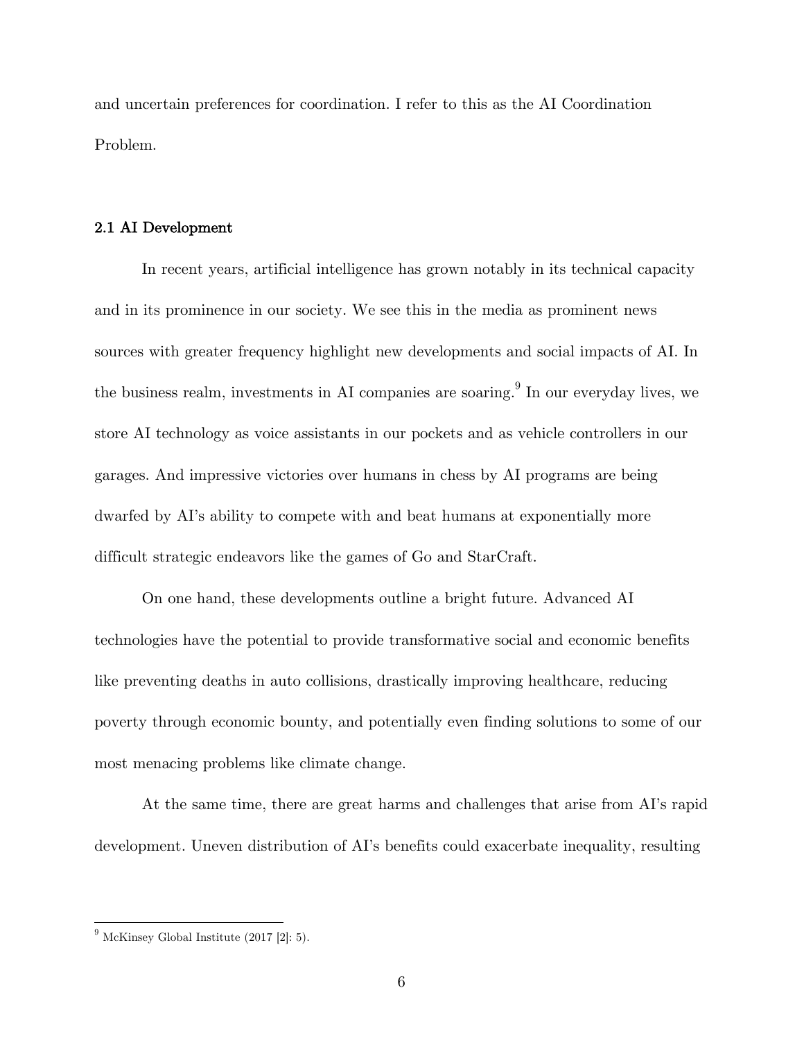and uncertain preferences for coordination. I refer to this as the AI Coordination Problem.

### 2.1 AI Development

In recent years, artificial intelligence has grown notably in its technical capacity and in its prominence in our society. We see this in the media as prominent news sources with greater frequency highlight new developments and social impacts of AI. In the business realm, investments in AI companies are soaring.[9] In our everyday lives, we store AI technology as voice assistants in our pockets and as vehicle controllers in our garages. And impressive victories over humans in chess by AI programs are being dwarfed by AI's ability to compete with and beat humans at exponentially more difficult strategic endeavors like the games of Go and StarCraft.

On one hand, these developments outline a bright future. Advanced AI technologies have the potential to provide transformative social and economic benefits like preventing deaths in auto collisions, drastically improving healthcare, reducing poverty through economic bounty, and potentially even finding solutions to some of our most menacing problems like climate change.

At the same time, there are great harms and challenges that arise from AI's rapid development. Uneven distribution of AI's benefits could exacerbate inequality, resulting

---

[9] McKinsey Global Institute (2017 [2]: 5).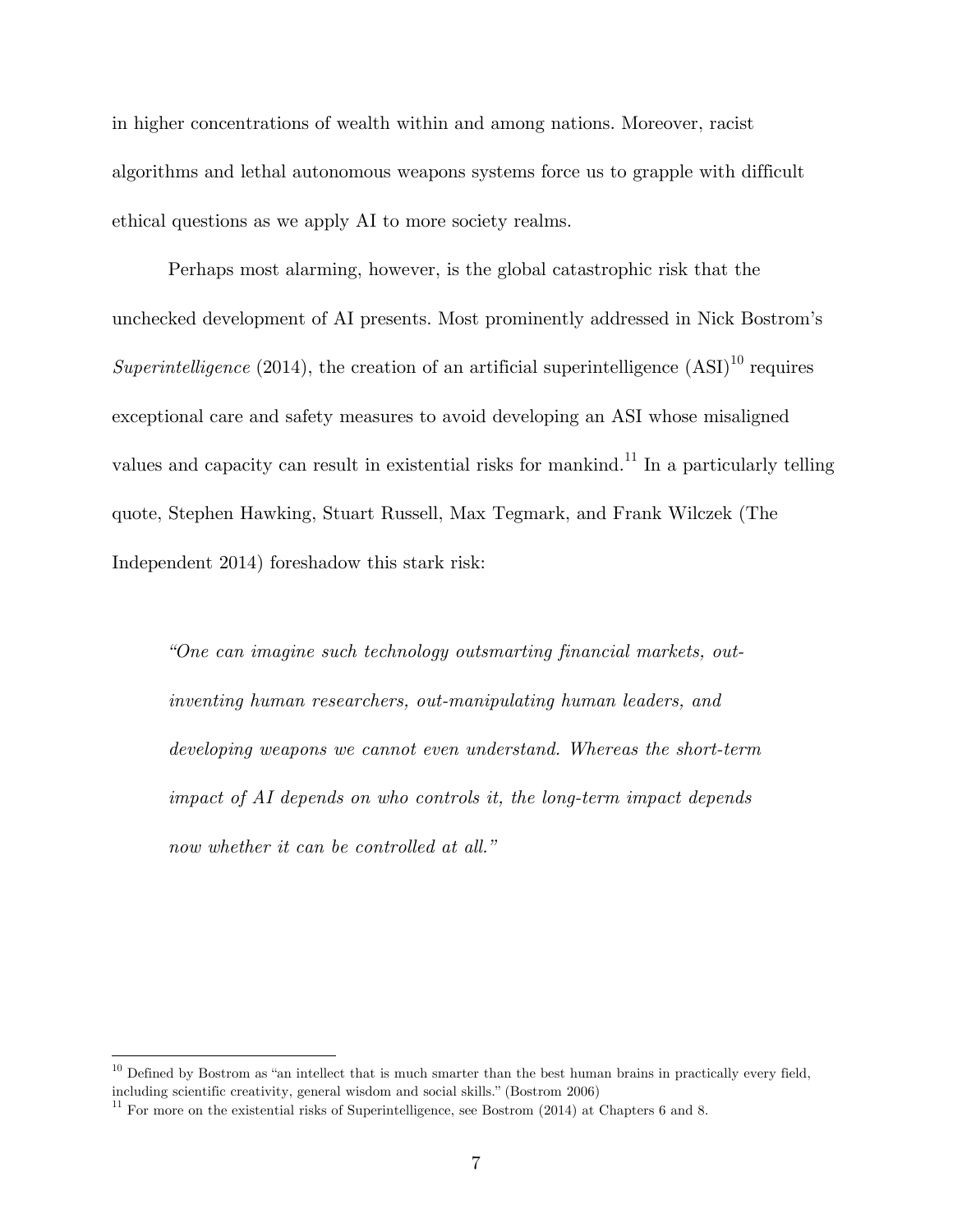in higher concentrations of wealth within and among nations. Moreover, racist algorithms and lethal autonomous weapons systems force us to grapple with difficult ethical questions as we apply AI to more society realms.

Perhaps most alarming, however, is the global catastrophic risk that the unchecked development of AI presents. Most prominently addressed in Nick Bostrom's *Superintelligence* (2014), the creation of an artificial superintelligence (ASI)[10] requires exceptional care and safety measures to avoid developing an ASI whose misaligned values and capacity can result in existential risks for mankind.[11] In a particularly telling quote, Stephen Hawking, Stuart Russell, Max Tegmark, and Frank Wilczek (The Independent 2014) foreshadow this stark risk:

> *"One can imagine such technology outsmarting financial markets, out-inventing human researchers, out-manipulating human leaders, and developing weapons we cannot even understand. Whereas the short-term impact of AI depends on who controls it, the long-term impact depends now whether it can be controlled at all."*

---

[10] Defined by Bostrom as "an intellect that is much smarter than the best human brains in practically every field, including scientific creativity, general wisdom and social skills." (Bostrom 2006)

[11] For more on the existential risks of Superintelligence, see Bostrom (2014) at Chapters 6 and 8.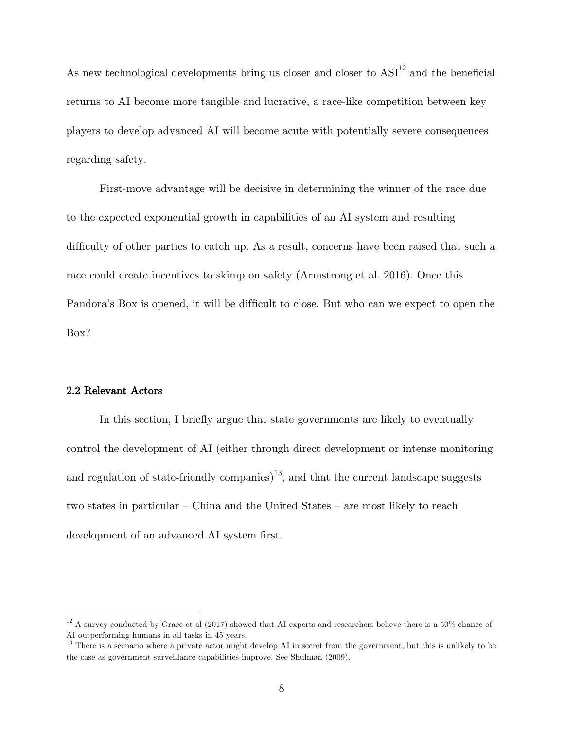As new technological developments bring us closer and closer to ASI[12] and the beneficial returns to AI become more tangible and lucrative, a race-like competition between key players to develop advanced AI will become acute with potentially severe consequences regarding safety.

First-move advantage will be decisive in determining the winner of the race due to the expected exponential growth in capabilities of an AI system and resulting difficulty of other parties to catch up. As a result, concerns have been raised that such a race could create incentives to skimp on safety (Armstrong et al. 2016). Once this Pandora's Box is opened, it will be difficult to close. But who can we expect to open the Box?

### 2.2 Relevant Actors

In this section, I briefly argue that state governments are likely to eventually control the development of AI (either through direct development or intense monitoring and regulation of state-friendly companies)[13], and that the current landscape suggests two states in particular – China and the United States – are most likely to reach development of an advanced AI system first.

---

[12] A survey conducted by Grace et al (2017) showed that AI experts and researchers believe there is a 50% chance of AI outperforming humans in all tasks in 45 years.

[13] There is a scenario where a private actor might develop AI in secret from the government, but this is unlikely to be the case as government surveillance capabilities improve. See Shulman (2009).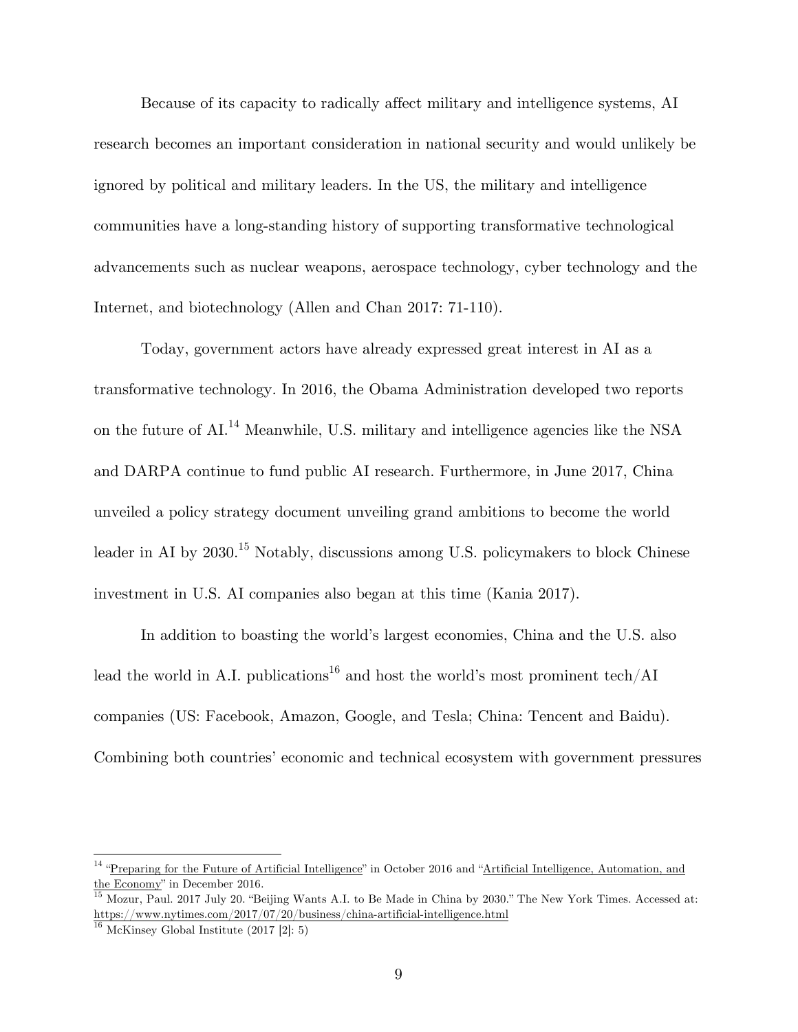Because of its capacity to radically affect military and intelligence systems, AI research becomes an important consideration in national security and would unlikely be ignored by political and military leaders. In the US, the military and intelligence communities have a long-standing history of supporting transformative technological advancements such as nuclear weapons, aerospace technology, cyber technology and the Internet, and biotechnology (Allen and Chan 2017: 71-110).

Today, government actors have already expressed great interest in AI as a transformative technology. In 2016, the Obama Administration developed two reports on the future of AI.[14] Meanwhile, U.S. military and intelligence agencies like the NSA and DARPA continue to fund public AI research. Furthermore, in June 2017, China unveiled a policy strategy document unveiling grand ambitions to become the world leader in AI by 2030.[15] Notably, discussions among U.S. policymakers to block Chinese investment in U.S. AI companies also began at this time (Kania 2017).

In addition to boasting the world's largest economies, China and the U.S. also lead the world in A.I. publications[16] and host the world's most prominent tech/AI companies (US: Facebook, Amazon, Google, and Tesla; China: Tencent and Baidu). Combining both countries' economic and technical ecosystem with government pressures

---

[14] "Preparing for the Future of Artificial Intelligence" in October 2016 and "Artificial Intelligence, Automation, and the Economy" in December 2016.

[15] Mozur, Paul. 2017 July 20. "Beijing Wants A.I. to Be Made in China by 2030." The New York Times. Accessed at: https://www.nytimes.com/2017/07/20/business/china-artificial-intelligence.html

[16] McKinsey Global Institute (2017 [2]: 5)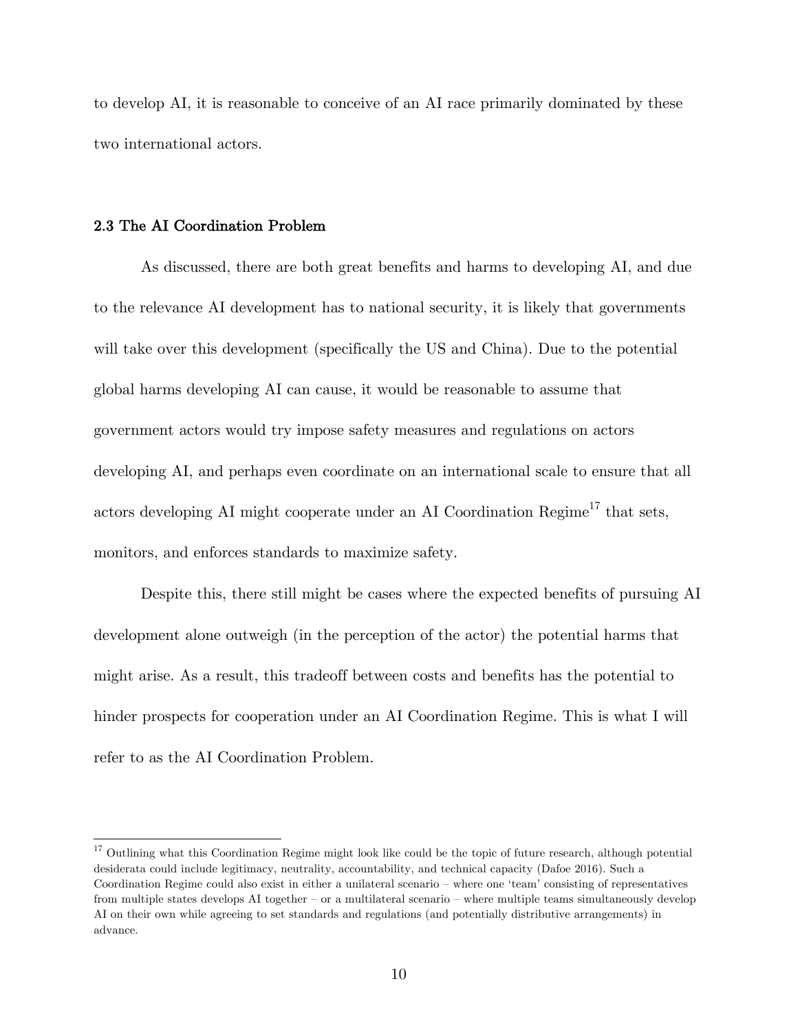to develop AI, it is reasonable to conceive of an AI race primarily dominated by these two international actors.

### 2.3 The AI Coordination Problem

As discussed, there are both great benefits and harms to developing AI, and due to the relevance AI development has to national security, it is likely that governments will take over this development (specifically the US and China). Due to the potential global harms developing AI can cause, it would be reasonable to assume that government actors would try impose safety measures and regulations on actors developing AI, and perhaps even coordinate on an international scale to ensure that all actors developing AI might cooperate under an AI Coordination Regime[17] that sets, monitors, and enforces standards to maximize safety.

Despite this, there still might be cases where the expected benefits of pursuing AI development alone outweigh (in the perception of the actor) the potential harms that might arise. As a result, this tradeoff between costs and benefits has the potential to hinder prospects for cooperation under an AI Coordination Regime. This is what I will refer to as the AI Coordination Problem.

---

[17] Outlining what this Coordination Regime might look like could be the topic of future research, although potential desiderata could include legitimacy, neutrality, accountability, and technical capacity (Dafoe 2016). Such a Coordination Regime could also exist in either a unilateral scenario – where one 'team' consisting of representatives from multiple states develops AI together – or a multilateral scenario – where multiple teams simultaneously develop AI on their own while agreeing to set standards and regulations (and potentially distributive arrangements) in advance.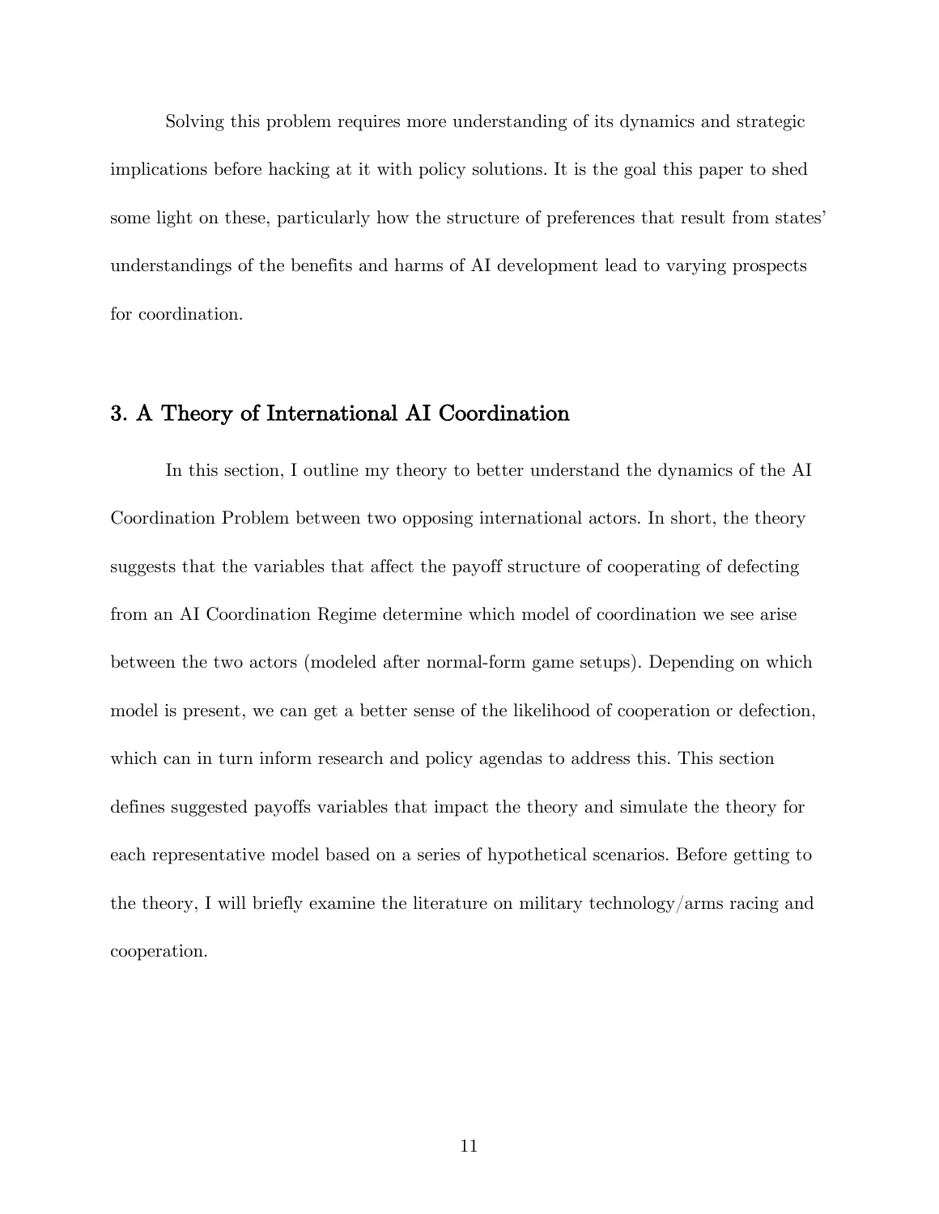Solving this problem requires more understanding of its dynamics and strategic implications before hacking at it with policy solutions. It is the goal this paper to shed some light on these, particularly how the structure of preferences that result from states' understandings of the benefits and harms of AI development lead to varying prospects for coordination.

## 3. A Theory of International AI Coordination

In this section, I outline my theory to better understand the dynamics of the AI Coordination Problem between two opposing international actors. In short, the theory suggests that the variables that affect the payoff structure of cooperating of defecting from an AI Coordination Regime determine which model of coordination we see arise between the two actors (modeled after normal-form game setups). Depending on which model is present, we can get a better sense of the likelihood of cooperation or defection, which can in turn inform research and policy agendas to address this. This section defines suggested payoffs variables that impact the theory and simulate the theory for each representative model based on a series of hypothetical scenarios. Before getting to the theory, I will briefly examine the literature on military technology/arms racing and cooperation.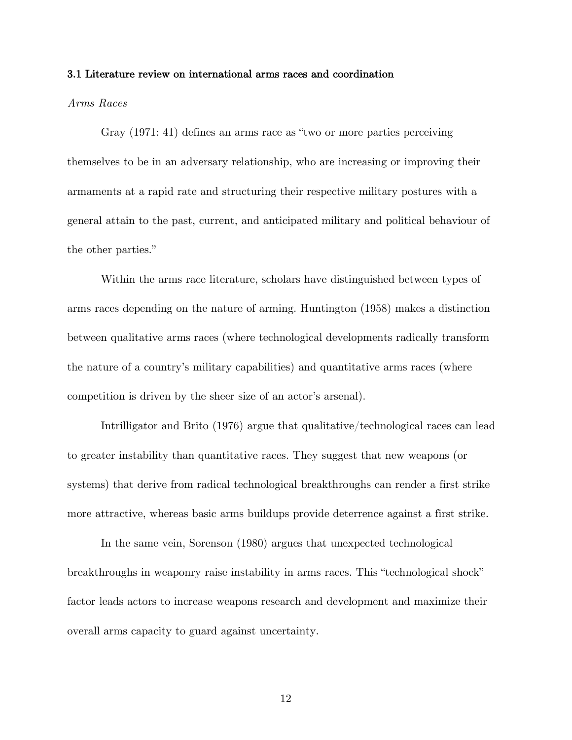### 3.1 Literature review on international arms races and coordination

*Arms Races*

Gray (1971: 41) defines an arms race as "two or more parties perceiving themselves to be in an adversary relationship, who are increasing or improving their armaments at a rapid rate and structuring their respective military postures with a general attain to the past, current, and anticipated military and political behaviour of the other parties."

Within the arms race literature, scholars have distinguished between types of arms races depending on the nature of arming. Huntington (1958) makes a distinction between qualitative arms races (where technological developments radically transform the nature of a country's military capabilities) and quantitative arms races (where competition is driven by the sheer size of an actor's arsenal).

Intrilligator and Brito (1976) argue that qualitative/technological races can lead to greater instability than quantitative races. They suggest that new weapons (or systems) that derive from radical technological breakthroughs can render a first strike more attractive, whereas basic arms buildups provide deterrence against a first strike.

In the same vein, Sorenson (1980) argues that unexpected technological breakthroughs in weaponry raise instability in arms races. This "technological shock" factor leads actors to increase weapons research and development and maximize their overall arms capacity to guard against uncertainty.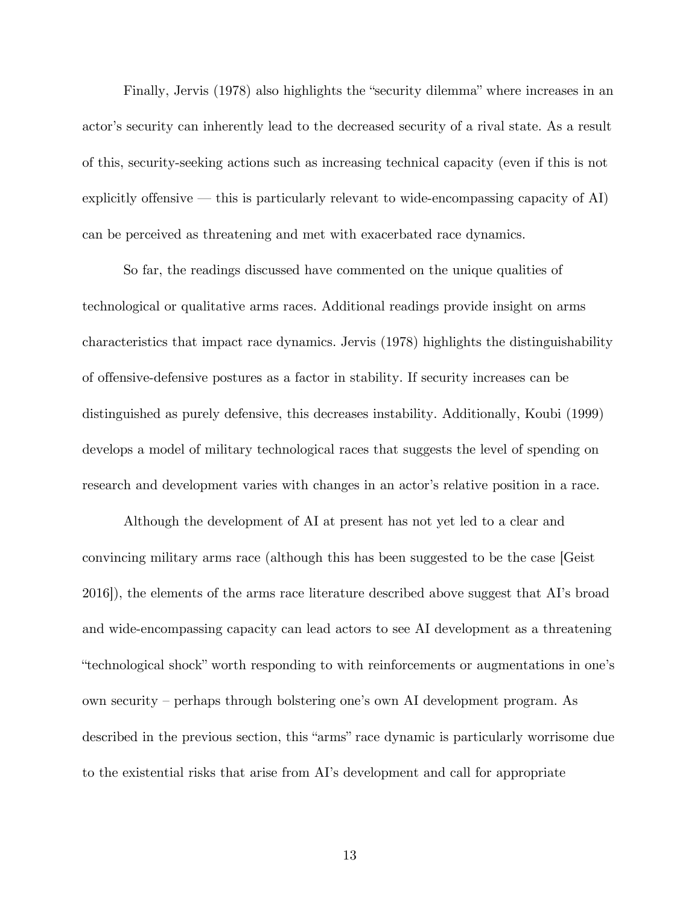Finally, Jervis (1978) also highlights the "security dilemma" where increases in an actor's security can inherently lead to the decreased security of a rival state. As a result of this, security-seeking actions such as increasing technical capacity (even if this is not explicitly offensive — this is particularly relevant to wide-encompassing capacity of AI) can be perceived as threatening and met with exacerbated race dynamics.

So far, the readings discussed have commented on the unique qualities of technological or qualitative arms races. Additional readings provide insight on arms characteristics that impact race dynamics. Jervis (1978) highlights the distinguishability of offensive-defensive postures as a factor in stability. If security increases can be distinguished as purely defensive, this decreases instability. Additionally, Koubi (1999) develops a model of military technological races that suggests the level of spending on research and development varies with changes in an actor's relative position in a race.

Although the development of AI at present has not yet led to a clear and convincing military arms race (although this has been suggested to be the case [Geist 2016]), the elements of the arms race literature described above suggest that AI's broad and wide-encompassing capacity can lead actors to see AI development as a threatening "technological shock" worth responding to with reinforcements or augmentations in one's own security – perhaps through bolstering one's own AI development program. As described in the previous section, this "arms" race dynamic is particularly worrisome due to the existential risks that arise from AI's development and call for appropriate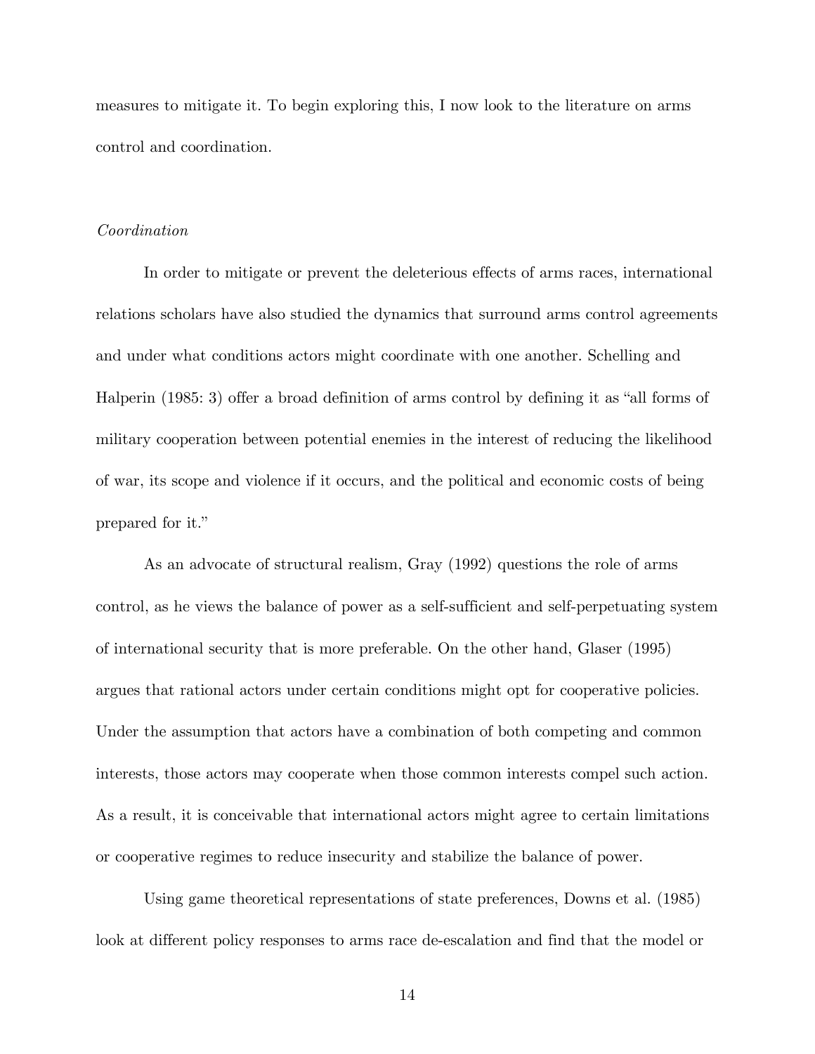measures to mitigate it. To begin exploring this, I now look to the literature on arms control and coordination.

*Coordination*

In order to mitigate or prevent the deleterious effects of arms races, international relations scholars have also studied the dynamics that surround arms control agreements and under what conditions actors might coordinate with one another. Schelling and Halperin (1985: 3) offer a broad definition of arms control by defining it as "all forms of military cooperation between potential enemies in the interest of reducing the likelihood of war, its scope and violence if it occurs, and the political and economic costs of being prepared for it."

As an advocate of structural realism, Gray (1992) questions the role of arms control, as he views the balance of power as a self-sufficient and self-perpetuating system of international security that is more preferable. On the other hand, Glaser (1995) argues that rational actors under certain conditions might opt for cooperative policies. Under the assumption that actors have a combination of both competing and common interests, those actors may cooperate when those common interests compel such action. As a result, it is conceivable that international actors might agree to certain limitations or cooperative regimes to reduce insecurity and stabilize the balance of power.

Using game theoretical representations of state preferences, Downs et al. (1985) look at different policy responses to arms race de-escalation and find that the model or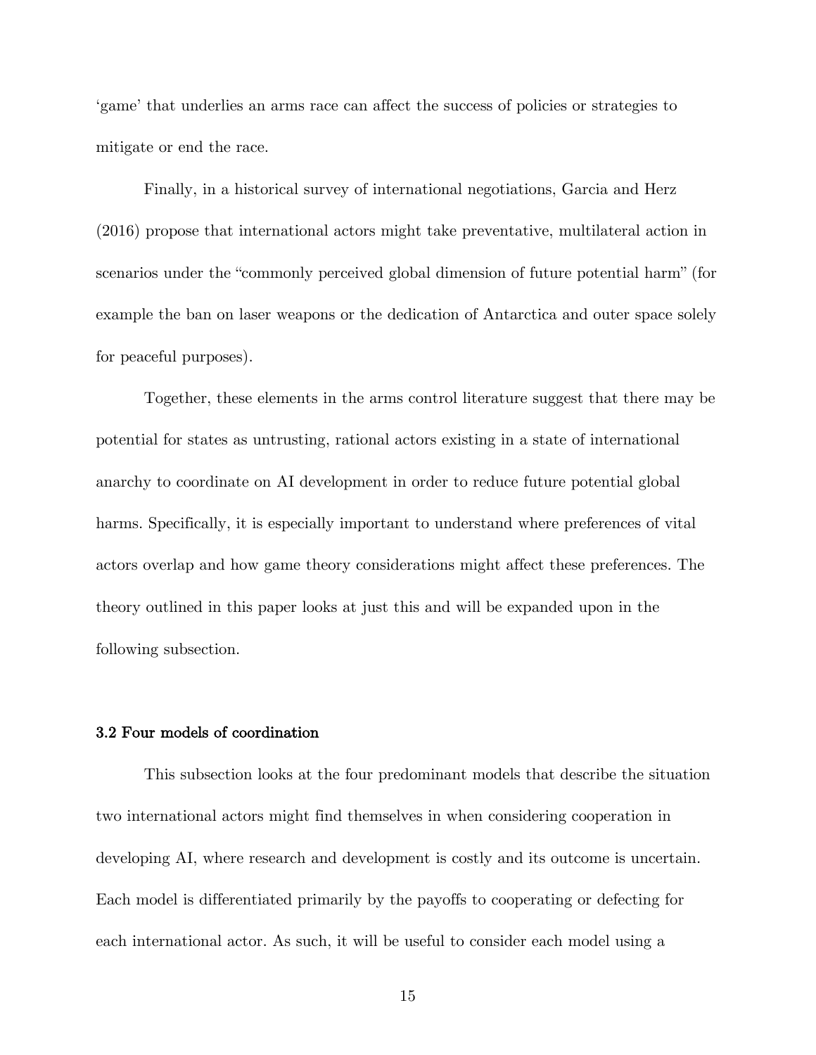'game' that underlies an arms race can affect the success of policies or strategies to mitigate or end the race.

Finally, in a historical survey of international negotiations, Garcia and Herz (2016) propose that international actors might take preventative, multilateral action in scenarios under the "commonly perceived global dimension of future potential harm" (for example the ban on laser weapons or the dedication of Antarctica and outer space solely for peaceful purposes).

Together, these elements in the arms control literature suggest that there may be potential for states as untrusting, rational actors existing in a state of international anarchy to coordinate on AI development in order to reduce future potential global harms. Specifically, it is especially important to understand where preferences of vital actors overlap and how game theory considerations might affect these preferences. The theory outlined in this paper looks at just this and will be expanded upon in the following subsection.

### 3.2 Four models of coordination

This subsection looks at the four predominant models that describe the situation two international actors might find themselves in when considering cooperation in developing AI, where research and development is costly and its outcome is uncertain. Each model is differentiated primarily by the payoffs to cooperating or defecting for each international actor. As such, it will be useful to consider each model using a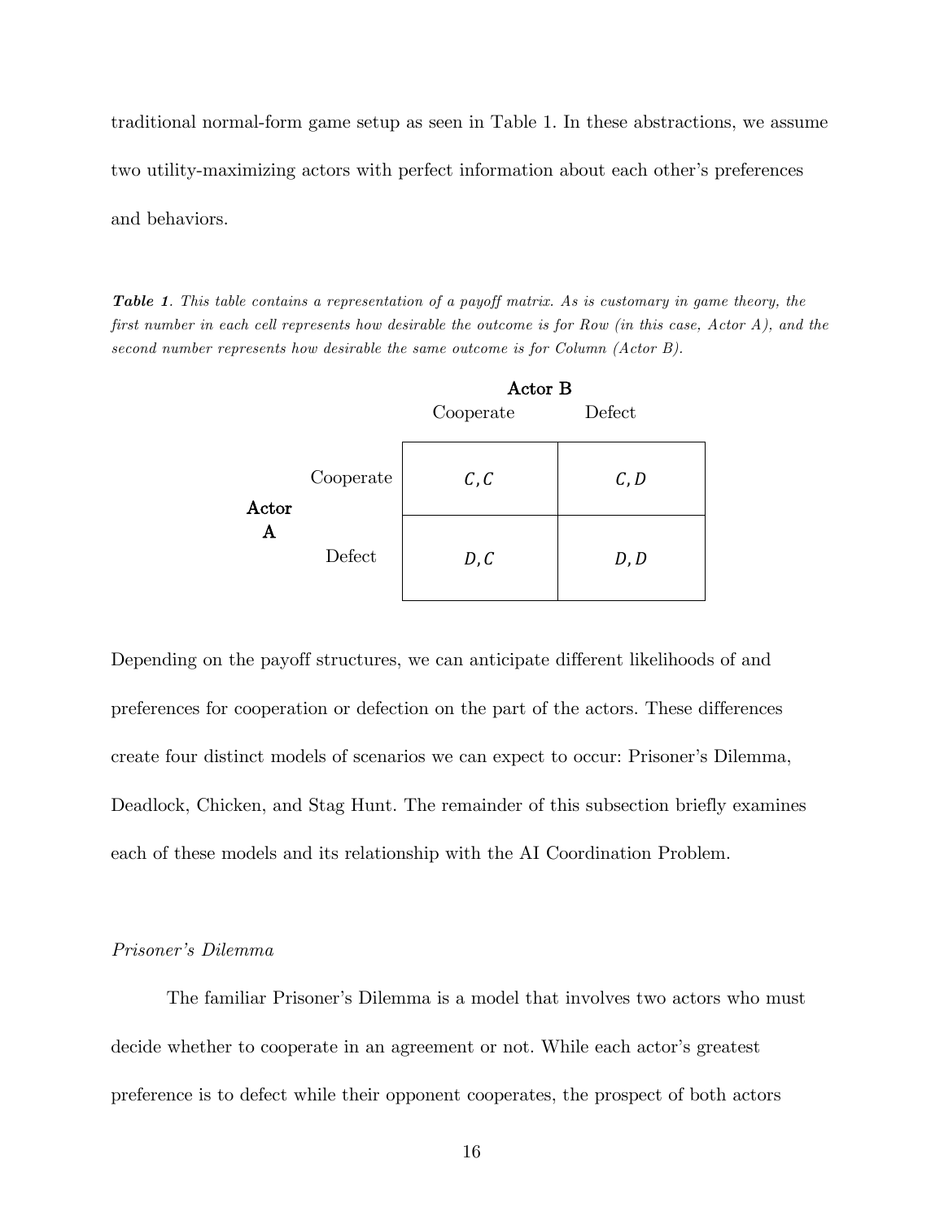traditional normal-form game setup as seen in Table 1. In these abstractions, we assume two utility-maximizing actors with perfect information about each other's preferences and behaviors.

***Table 1**. This table contains a representation of a payoff matrix. As is customary in game theory, the first number in each cell represents how desirable the outcome is for Row (in this case, Actor A), and the second number represents how desirable the same outcome is for Column (Actor B).*

| | | **Actor B** | |
|---|---|---|---|
| | | Cooperate | Defect |
| **Actor A** | Cooperate | $C, C$ | $C, D$ |
| | Defect | $D, C$ | $D, D$ |

Depending on the payoff structures, we can anticipate different likelihoods of and preferences for cooperation or defection on the part of the actors. These differences create four distinct models of scenarios we can expect to occur: Prisoner's Dilemma, Deadlock, Chicken, and Stag Hunt. The remainder of this subsection briefly examines each of these models and its relationship with the AI Coordination Problem.

*Prisoner's Dilemma*

The familiar Prisoner's Dilemma is a model that involves two actors who must decide whether to cooperate in an agreement or not. While each actor's greatest preference is to defect while their opponent cooperates, the prospect of both actors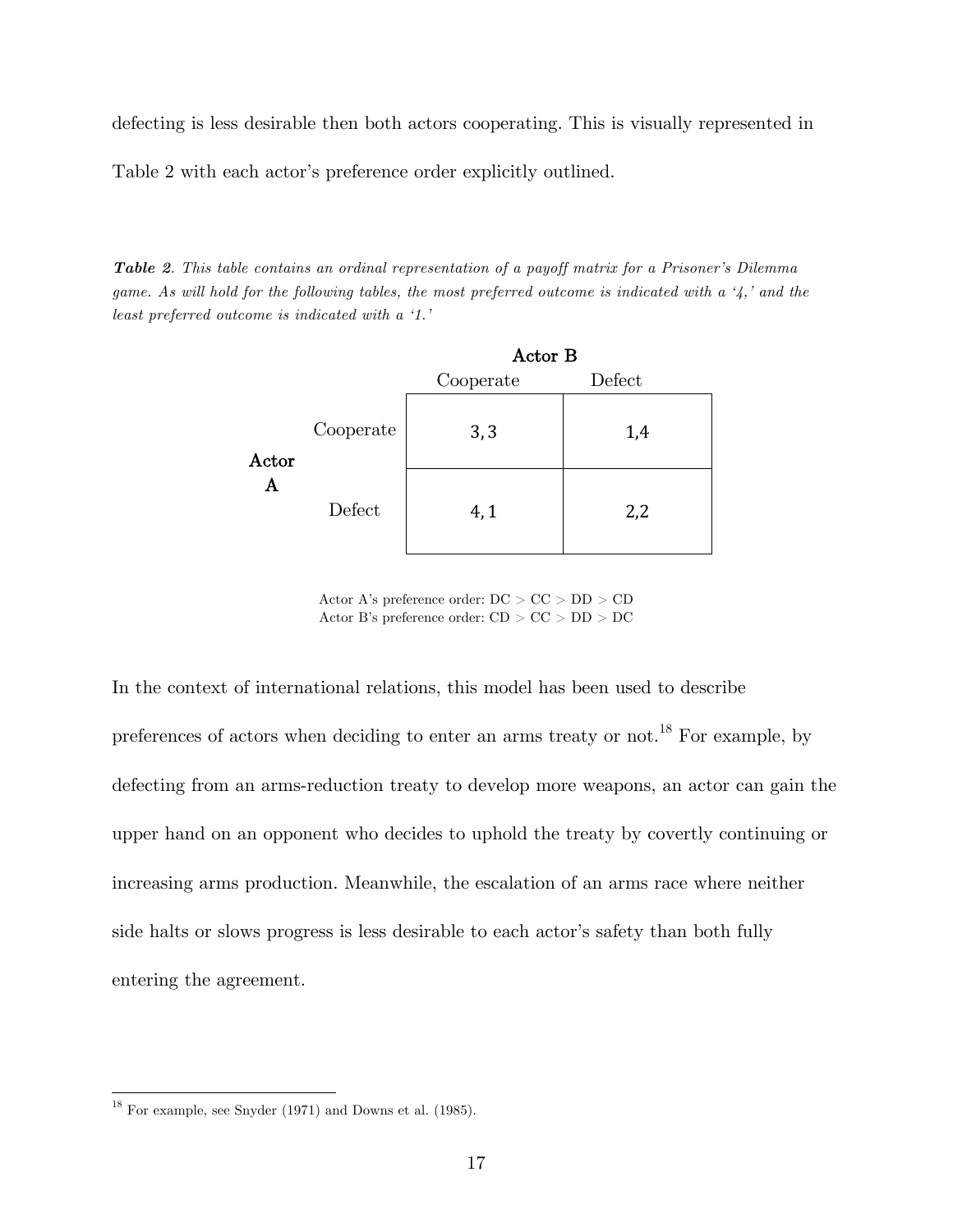defecting is less desirable then both actors cooperating. This is visually represented in Table 2 with each actor's preference order explicitly outlined.

***Table 2**. This table contains an ordinal representation of a payoff matrix for a Prisoner's Dilemma game. As will hold for the following tables, the most preferred outcome is indicated with a '4,' and the least preferred outcome is indicated with a '1.'*

| | | Actor B | |
|---|---|---|---|
| | | Cooperate | Defect |
| Actor A | Cooperate | 3, 3 | 1,4 |
| | Defect | 4, 1 | 2,2 |

Actor A's preference order: DC > CC > DD > CD
Actor B's preference order: CD > CC > DD > DC

In the context of international relations, this model has been used to describe preferences of actors when deciding to enter an arms treaty or not.[18] For example, by defecting from an arms-reduction treaty to develop more weapons, an actor can gain the upper hand on an opponent who decides to uphold the treaty by covertly continuing or increasing arms production. Meanwhile, the escalation of an arms race where neither side halts or slows progress is less desirable to each actor's safety than both fully entering the agreement.

[18] For example, see Snyder (1971) and Downs et al. (1985).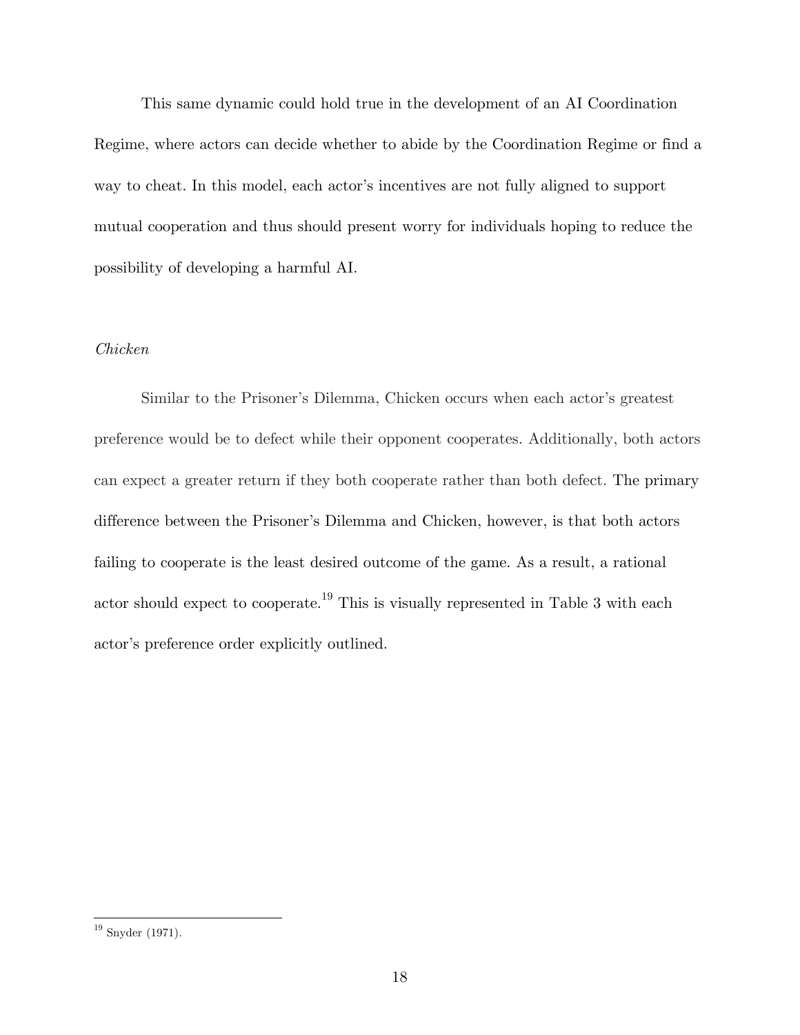This same dynamic could hold true in the development of an AI Coordination Regime, where actors can decide whether to abide by the Coordination Regime or find a way to cheat. In this model, each actor's incentives are not fully aligned to support mutual cooperation and thus should present worry for individuals hoping to reduce the possibility of developing a harmful AI.

*Chicken*

Similar to the Prisoner's Dilemma, Chicken occurs when each actor's greatest preference would be to defect while their opponent cooperates. Additionally, both actors can expect a greater return if they both cooperate rather than both defect. The primary difference between the Prisoner's Dilemma and Chicken, however, is that both actors failing to cooperate is the least desired outcome of the game. As a result, a rational actor should expect to cooperate.[19] This is visually represented in Table 3 with each actor's preference order explicitly outlined.

---

[19] Snyder (1971).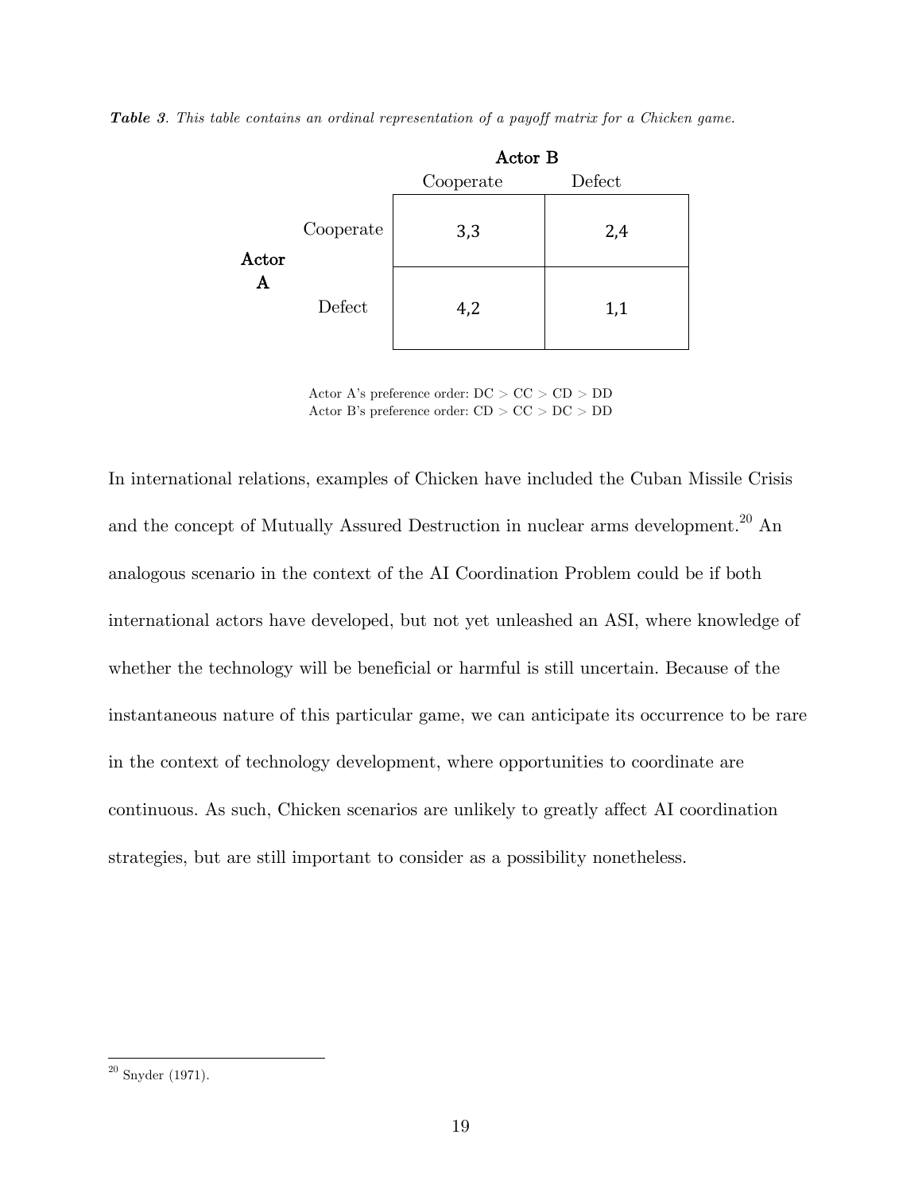***Table 3***. *This table contains an ordinal representation of a payoff matrix for a Chicken game.*

| | | Actor B | |
|---|---|---|---|
| | | Cooperate | Defect |
| Actor A | Cooperate | 3,3 | 2,4 |
| | Defect | 4,2 | 1,1 |

Actor A's preference order: DC > CC > CD > DD
Actor B's preference order: CD > CC > DC > DD

In international relations, examples of Chicken have included the Cuban Missile Crisis and the concept of Mutually Assured Destruction in nuclear arms development.[20] An analogous scenario in the context of the AI Coordination Problem could be if both international actors have developed, but not yet unleashed an ASI, where knowledge of whether the technology will be beneficial or harmful is still uncertain. Because of the instantaneous nature of this particular game, we can anticipate its occurrence to be rare in the context of technology development, where opportunities to coordinate are continuous. As such, Chicken scenarios are unlikely to greatly affect AI coordination strategies, but are still important to consider as a possibility nonetheless.

[20] Snyder (1971).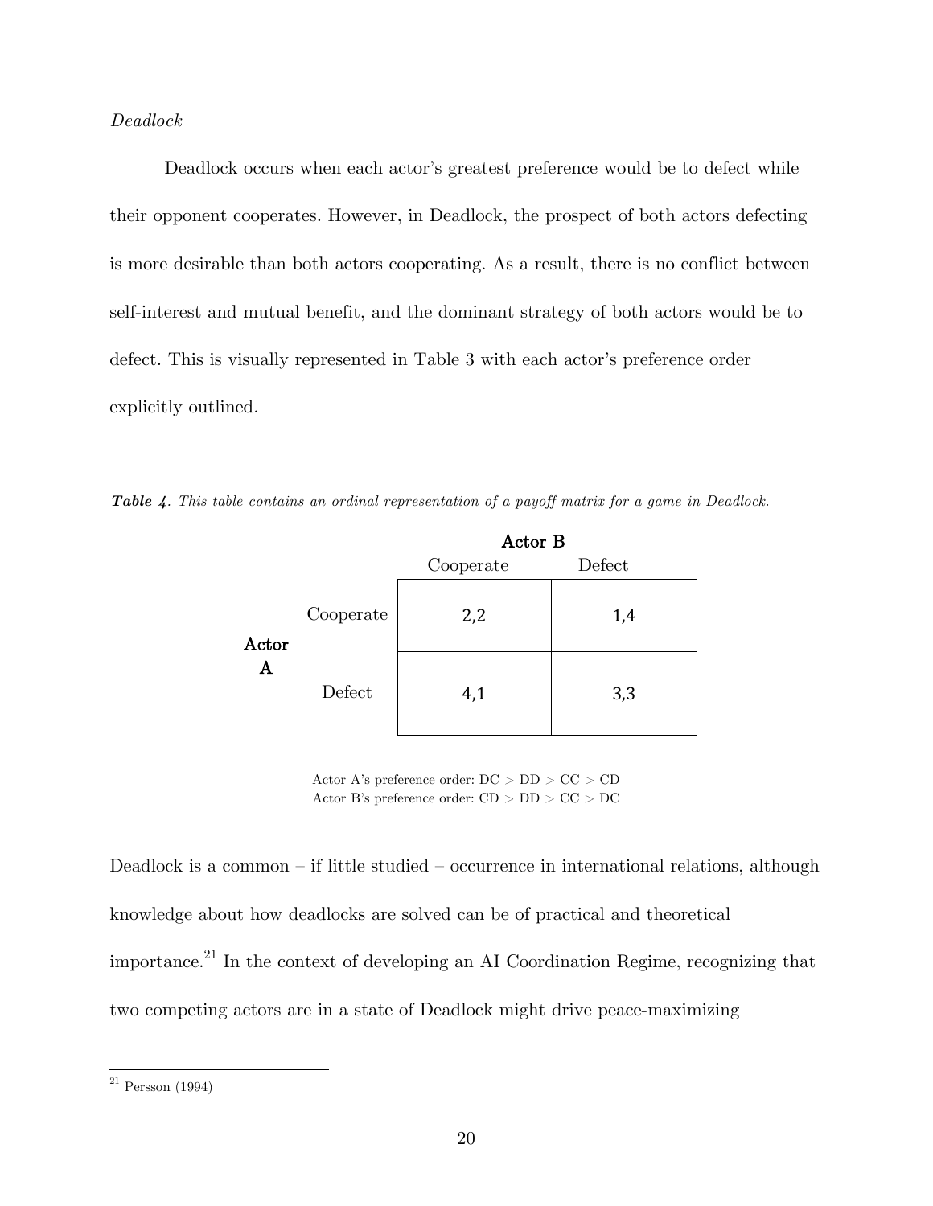*Deadlock*

Deadlock occurs when each actor's greatest preference would be to defect while their opponent cooperates. However, in Deadlock, the prospect of both actors defecting is more desirable than both actors cooperating. As a result, there is no conflict between self-interest and mutual benefit, and the dominant strategy of both actors would be to defect. This is visually represented in Table 3 with each actor's preference order explicitly outlined.

***Table 4***. *This table contains an ordinal representation of a payoff matrix for a game in Deadlock.*

| | | Actor B | |
|---|---|---|---|
| | | Cooperate | Defect |
| **Actor A** | Cooperate | 2,2 | 1,4 |
| | Defect | 4,1 | 3,3 |

Actor A's preference order: DC > DD > CC > CD
Actor B's preference order: CD > DD > CC > DC

Deadlock is a common – if little studied – occurrence in international relations, although knowledge about how deadlocks are solved can be of practical and theoretical importance.[21] In the context of developing an AI Coordination Regime, recognizing that two competing actors are in a state of Deadlock might drive peace-maximizing

[21] Persson (1994)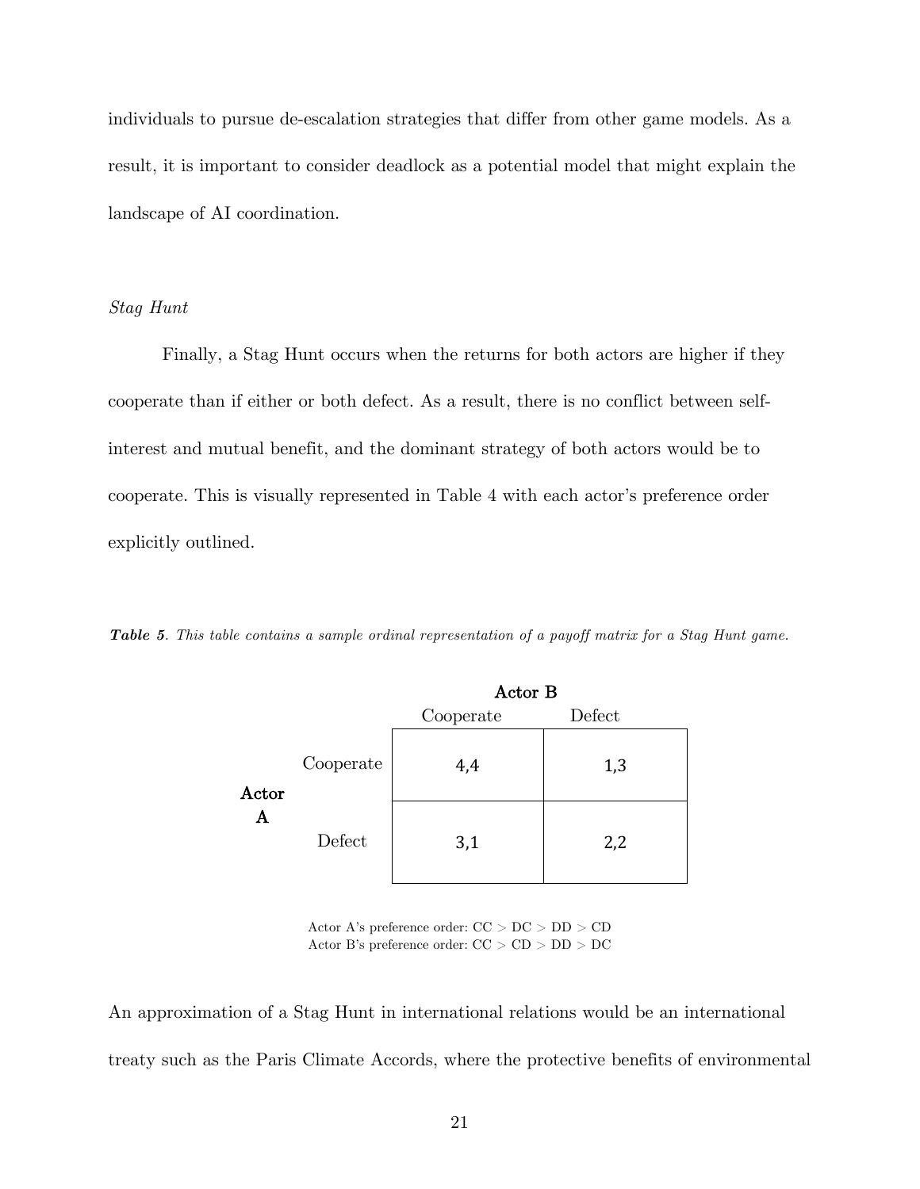individuals to pursue de-escalation strategies that differ from other game models. As a result, it is important to consider deadlock as a potential model that might explain the landscape of AI coordination.

*Stag Hunt*

Finally, a Stag Hunt occurs when the returns for both actors are higher if they cooperate than if either or both defect. As a result, there is no conflict between self-interest and mutual benefit, and the dominant strategy of both actors would be to cooperate. This is visually represented in Table 4 with each actor's preference order explicitly outlined.

***Table 5****. This table contains a sample ordinal representation of a payoff matrix for a Stag Hunt game.*

| | | **Actor B** | |
|---|---|---|---|
| | | Cooperate | Defect |
| **Actor A** | Cooperate | 4,4 | 1,3 |
| | Defect | 3,1 | 2,2 |

Actor A's preference order: CC > DC > DD > CD
Actor B's preference order: CC > CD > DD > DC

An approximation of a Stag Hunt in international relations would be an international treaty such as the Paris Climate Accords, where the protective benefits of environmental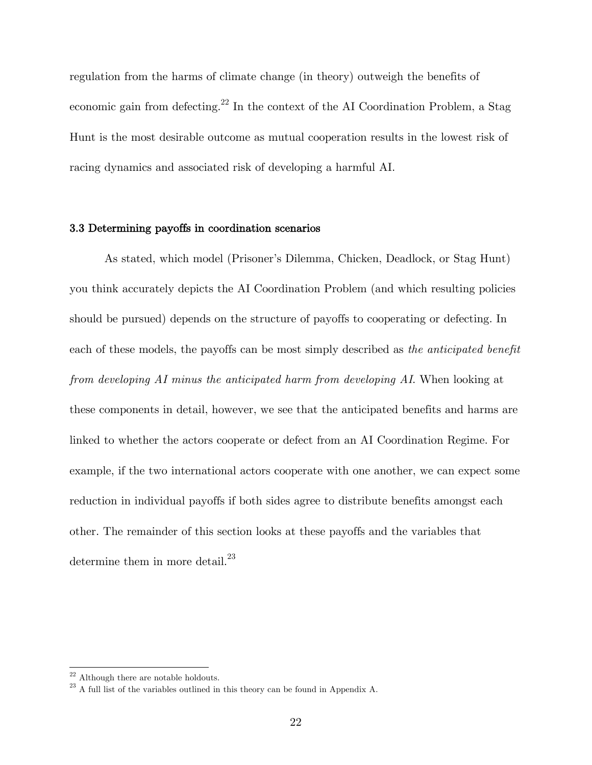regulation from the harms of climate change (in theory) outweigh the benefits of economic gain from defecting.[22] In the context of the AI Coordination Problem, a Stag Hunt is the most desirable outcome as mutual cooperation results in the lowest risk of racing dynamics and associated risk of developing a harmful AI.

### 3.3 Determining payoffs in coordination scenarios

As stated, which model (Prisoner's Dilemma, Chicken, Deadlock, or Stag Hunt) you think accurately depicts the AI Coordination Problem (and which resulting policies should be pursued) depends on the structure of payoffs to cooperating or defecting. In each of these models, the payoffs can be most simply described as *the anticipated benefit from developing AI minus the anticipated harm from developing AI.* When looking at these components in detail, however, we see that the anticipated benefits and harms are linked to whether the actors cooperate or defect from an AI Coordination Regime. For example, if the two international actors cooperate with one another, we can expect some reduction in individual payoffs if both sides agree to distribute benefits amongst each other. The remainder of this section looks at these payoffs and the variables that determine them in more detail.[23]

---

[22] Although there are notable holdouts.

[23] A full list of the variables outlined in this theory can be found in Appendix A.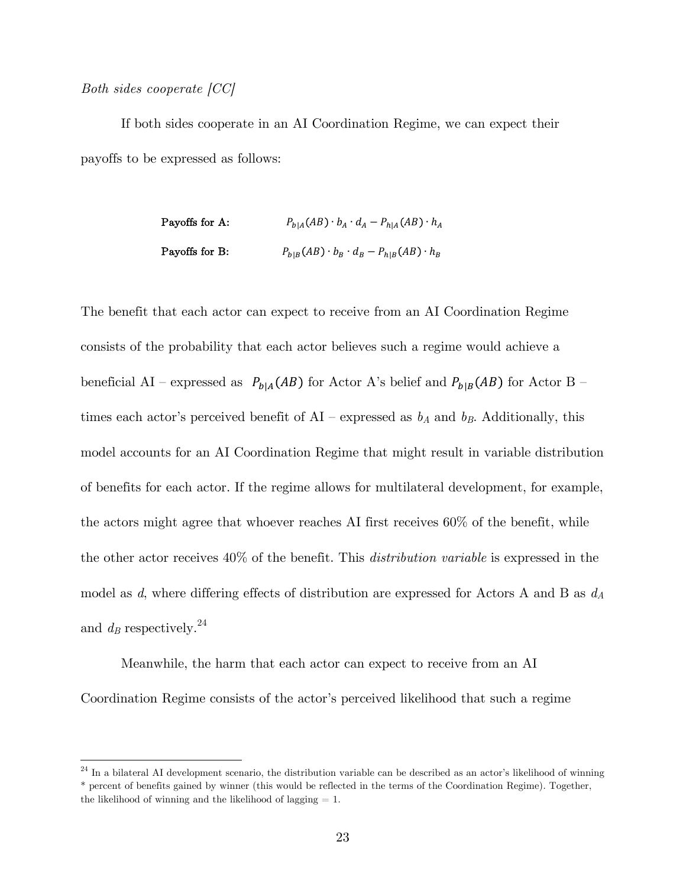*Both sides cooperate [CC]*

If both sides cooperate in an AI Coordination Regime, we can expect their payoffs to be expressed as follows:

**Payoffs for A:** $P_{b|A}(AB) \cdot b_A \cdot d_A - P_{h|A}(AB) \cdot h_A$

**Payoffs for B:** $P_{b|B}(AB) \cdot b_B \cdot d_B - P_{h|B}(AB) \cdot h_B$

The benefit that each actor can expect to receive from an AI Coordination Regime consists of the probability that each actor believes such a regime would achieve a beneficial AI – expressed as $P_{b|A}(AB)$ for Actor A's belief and $P_{b|B}(AB)$ for Actor B – times each actor's perceived benefit of AI – expressed as $b_A$ and $b_B$. Additionally, this model accounts for an AI Coordination Regime that might result in variable distribution of benefits for each actor. If the regime allows for multilateral development, for example, the actors might agree that whoever reaches AI first receives 60% of the benefit, while the other actor receives 40% of the benefit. This *distribution variable* is expressed in the model as $d$, where differing effects of distribution are expressed for Actors A and B as $d_A$ and $d_B$ respectively.[24]

Meanwhile, the harm that each actor can expect to receive from an AI Coordination Regime consists of the actor's perceived likelihood that such a regime

[24] In a bilateral AI development scenario, the distribution variable can be described as an actor's likelihood of winning * percent of benefits gained by winner (this would be reflected in the terms of the Coordination Regime). Together, the likelihood of winning and the likelihood of lagging = 1.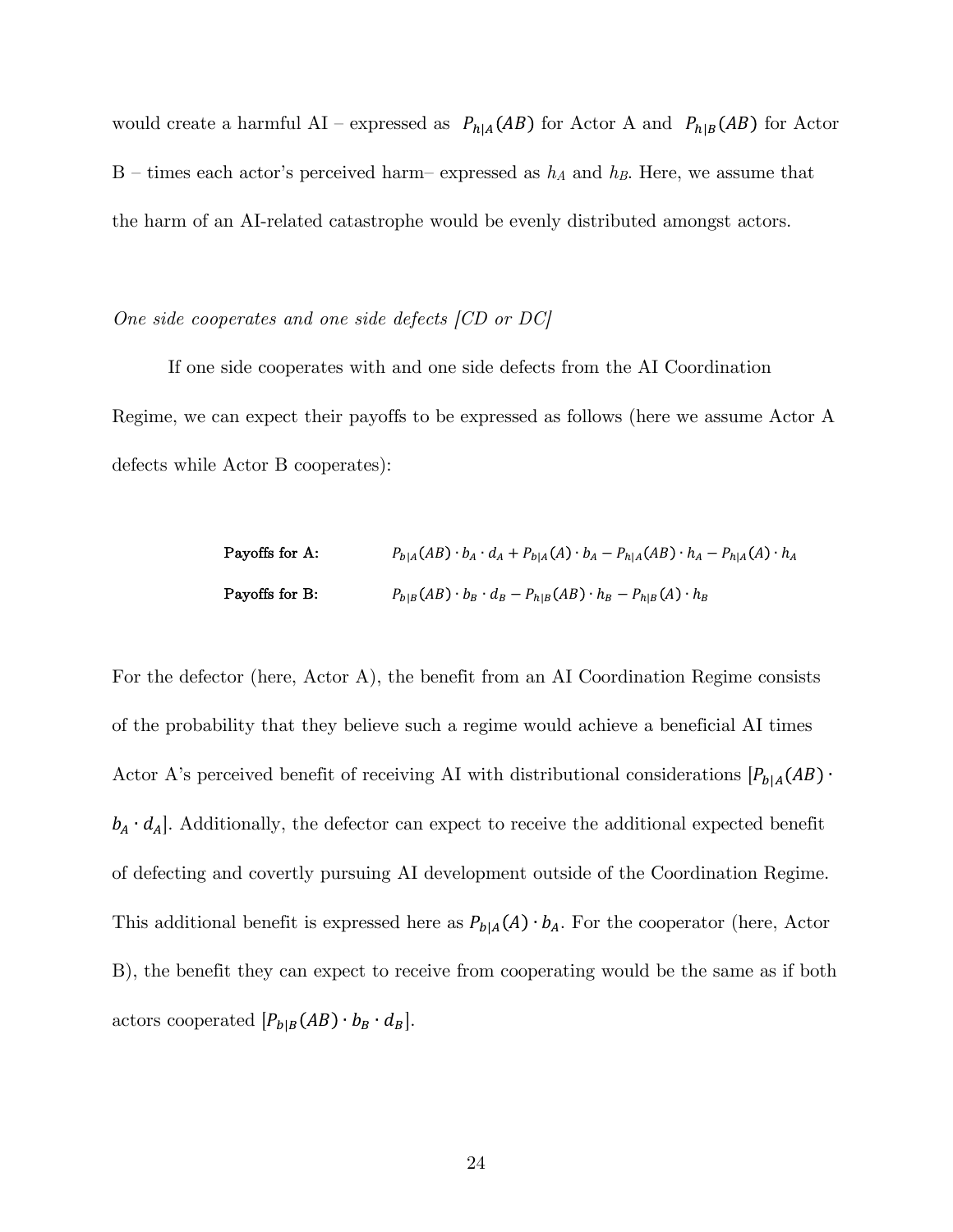would create a harmful AI – expressed as $P_{h|A}(AB)$ for Actor A and $P_{h|B}(AB)$ for Actor B – times each actor's perceived harm– expressed as $h_A$ and $h_B$. Here, we assume that the harm of an AI-related catastrophe would be evenly distributed amongst actors.

*One side cooperates and one side defects [CD or DC]*

If one side cooperates with and one side defects from the AI Coordination Regime, we can expect their payoffs to be expressed as follows (here we assume Actor A defects while Actor B cooperates):

**Payoffs for A:** $P_{b|A}(AB) \cdot b_A \cdot d_A + P_{b|A}(A) \cdot b_A - P_{h|A}(AB) \cdot h_A - P_{h|A}(A) \cdot h_A$

**Payoffs for B:** $P_{b|B}(AB) \cdot b_B \cdot d_B - P_{h|B}(AB) \cdot h_B - P_{h|B}(A) \cdot h_B$

For the defector (here, Actor A), the benefit from an AI Coordination Regime consists of the probability that they believe such a regime would achieve a beneficial AI times Actor A's perceived benefit of receiving AI with distributional considerations [$P_{b|A}(AB) \cdot b_A \cdot d_A$]. Additionally, the defector can expect to receive the additional expected benefit of defecting and covertly pursuing AI development outside of the Coordination Regime. This additional benefit is expressed here as $P_{b|A}(A) \cdot b_A$. For the cooperator (here, Actor B), the benefit they can expect to receive from cooperating would be the same as if both actors cooperated [$P_{b|B}(AB) \cdot b_B \cdot d_B$].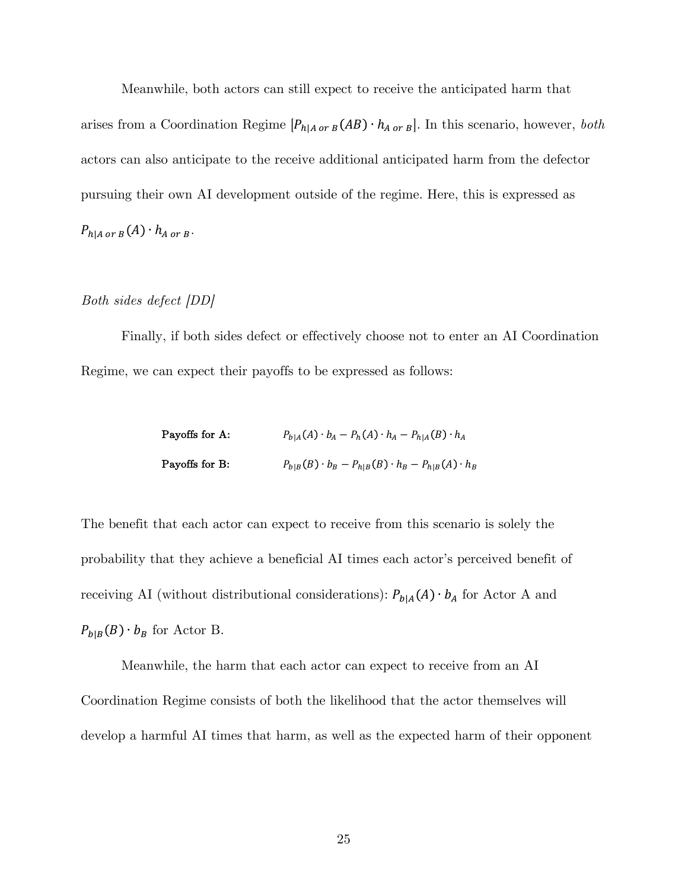Meanwhile, both actors can still expect to receive the anticipated harm that arises from a Coordination Regime [$P_{h|A\ or\ B}(AB) \cdot h_{A\ or\ B}$]. In this scenario, however, *both* actors can also anticipate to the receive additional anticipated harm from the defector pursuing their own AI development outside of the regime. Here, this is expressed as $P_{h|A\ or\ B}(A) \cdot h_{A\ or\ B}$.

*Both sides defect [DD]*

Finally, if both sides defect or effectively choose not to enter an AI Coordination Regime, we can expect their payoffs to be expressed as follows:

**Payoffs for A:** $P_{b|A}(A) \cdot b_A - P_h(A) \cdot h_A - P_{h|A}(B) \cdot h_A$

**Payoffs for B:** $P_{b|B}(B) \cdot b_B - P_{h|B}(B) \cdot h_B - P_{h|B}(A) \cdot h_B$

The benefit that each actor can expect to receive from this scenario is solely the probability that they achieve a beneficial AI times each actor's perceived benefit of receiving AI (without distributional considerations): $P_{b|A}(A) \cdot b_A$ for Actor A and $P_{b|B}(B) \cdot b_B$ for Actor B.

Meanwhile, the harm that each actor can expect to receive from an AI Coordination Regime consists of both the likelihood that the actor themselves will develop a harmful AI times that harm, as well as the expected harm of their opponent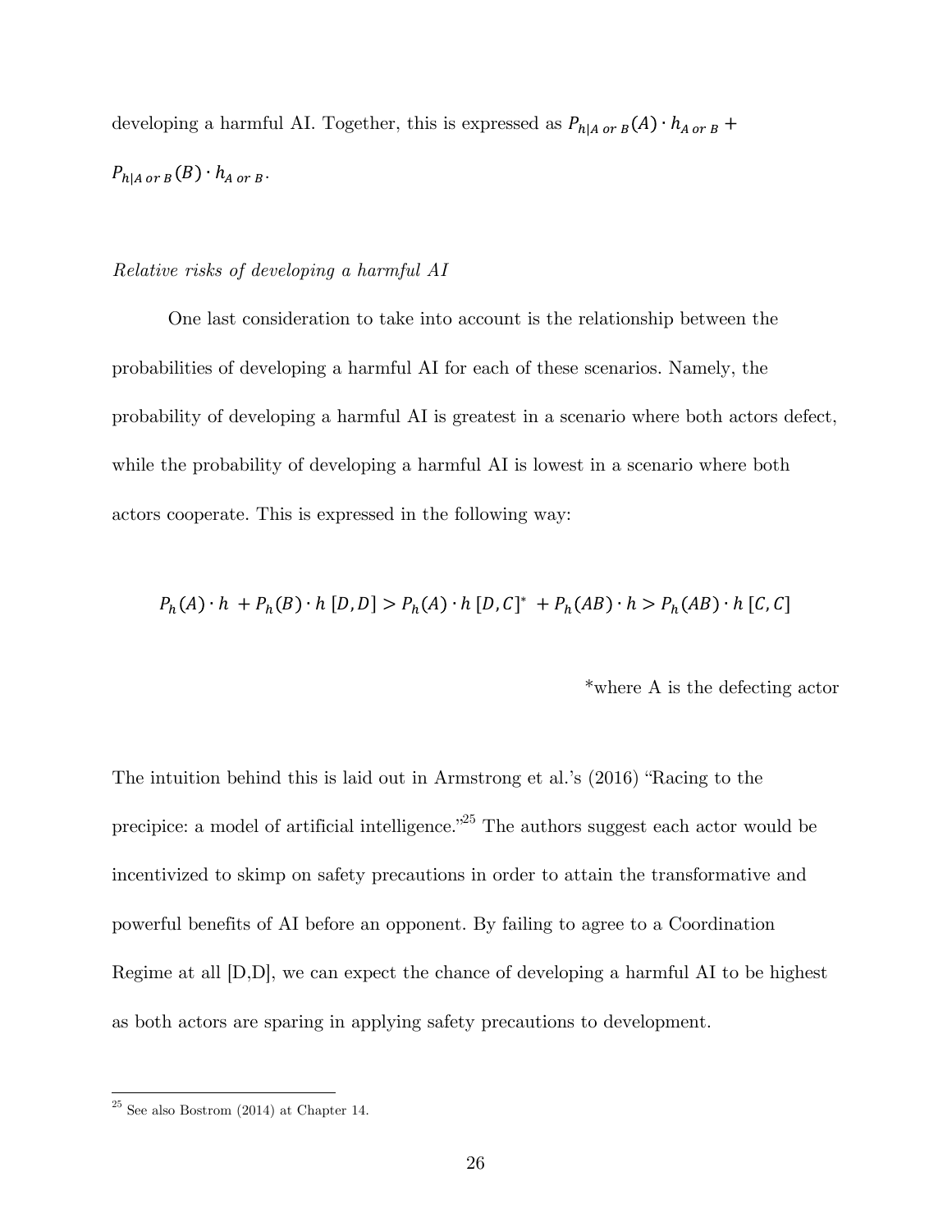developing a harmful AI. Together, this is expressed as $P_{h|A\ or\ B}(A) \cdot h_{A\ or\ B} + P_{h|A\ or\ B}(B) \cdot h_{A\ or\ B}$.

*Relative risks of developing a harmful AI*

One last consideration to take into account is the relationship between the probabilities of developing a harmful AI for each of these scenarios. Namely, the probability of developing a harmful AI is greatest in a scenario where both actors defect, while the probability of developing a harmful AI is lowest in a scenario where both actors cooperate. This is expressed in the following way:

$$P_h(A) \cdot h + P_h(B) \cdot h\ [D,D] > P_h(A) \cdot h\ [D,C]^* + P_h(AB) \cdot h > P_h(AB) \cdot h\ [C,C]$$

*where A is the defecting actor

The intuition behind this is laid out in Armstrong et al.'s (2016) "Racing to the precipice: a model of artificial intelligence."[25] The authors suggest each actor would be incentivized to skimp on safety precautions in order to attain the transformative and powerful benefits of AI before an opponent. By failing to agree to a Coordination Regime at all [D,D], we can expect the chance of developing a harmful AI to be highest as both actors are sparing in applying safety precautions to development.

---

[25] See also Bostrom (2014) at Chapter 14.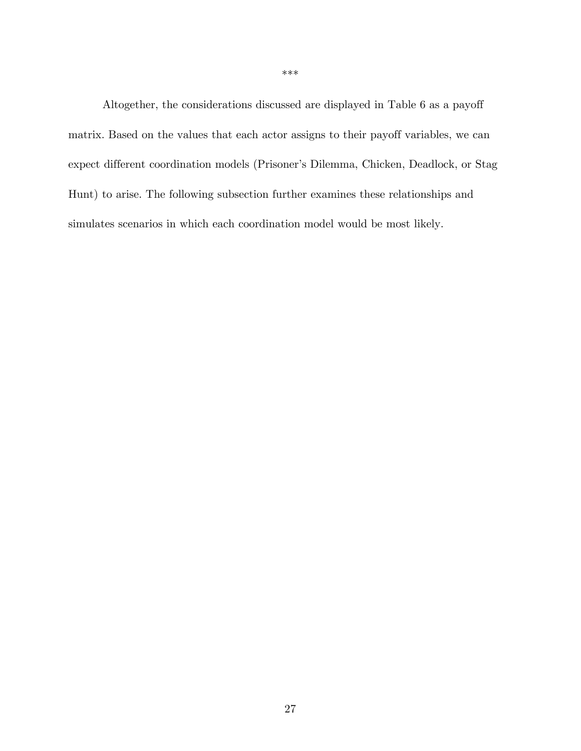***

Altogether, the considerations discussed are displayed in Table 6 as a payoff matrix. Based on the values that each actor assigns to their payoff variables, we can expect different coordination models (Prisoner's Dilemma, Chicken, Deadlock, or Stag Hunt) to arise. The following subsection further examines these relationships and simulates scenarios in which each coordination model would be most likely.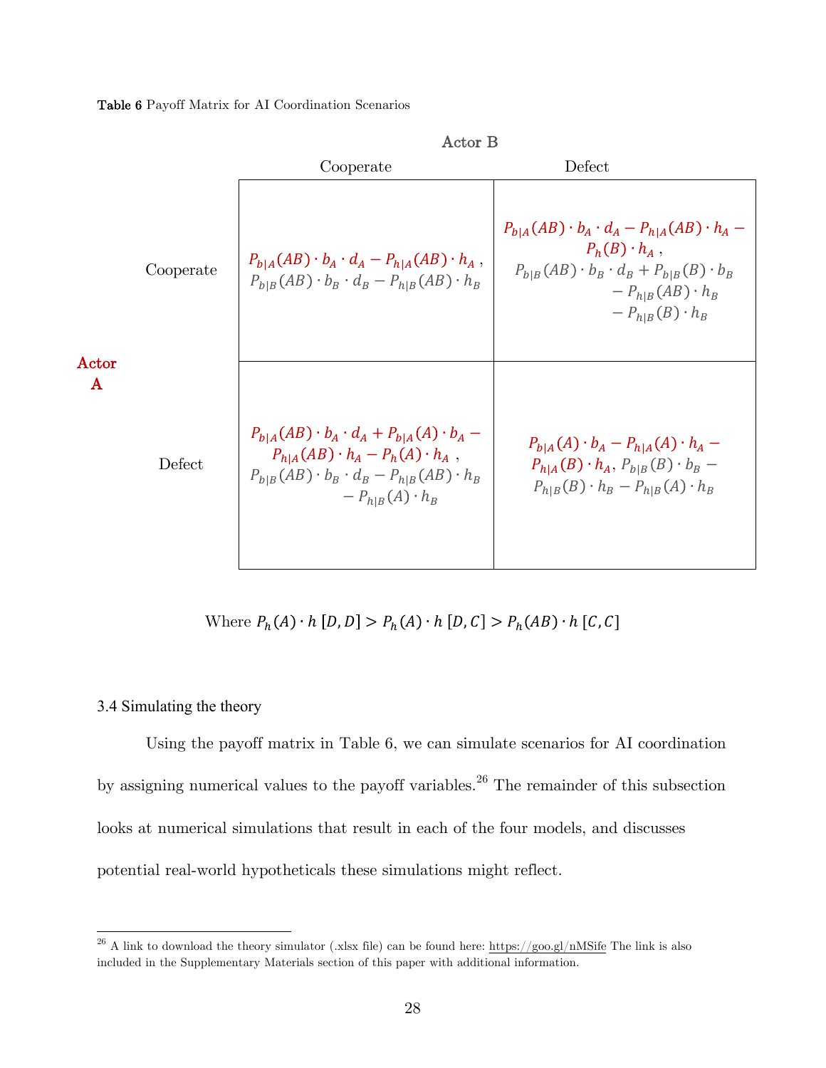**Table 6** Payoff Matrix for AI Coordination Scenarios

| | | Actor B | |
|---|---|---|---|
| | | Cooperate | Defect |
| **Actor A** | Cooperate | $P_{b\|A}(AB) \cdot b_A \cdot d_A - P_{h\|A}(AB) \cdot h_A$, $P_{b\|B}(AB) \cdot b_B \cdot d_B - P_{h\|B}(AB) \cdot h_B$ | $P_{b\|A}(AB) \cdot b_A \cdot d_A - P_{h\|A}(AB) \cdot h_A - P_h(B) \cdot h_A$, $P_{b\|B}(AB) \cdot b_B \cdot d_B + P_{b\|B}(B) \cdot b_B - P_{h\|B}(AB) \cdot h_B - P_{h\|B}(B) \cdot h_B$ |
| | Defect | $P_{b\|A}(AB) \cdot b_A \cdot d_A + P_{b\|A}(A) \cdot b_A - P_{h\|A}(AB) \cdot h_A - P_h(A) \cdot h_A$, $P_{b\|B}(AB) \cdot b_B \cdot d_B - P_{h\|B}(AB) \cdot h_B - P_{h\|B}(A) \cdot h_B$ | $P_{b\|A}(A) \cdot b_A - P_{h\|A}(A) \cdot h_A - P_{h\|A}(B) \cdot h_A$, $P_{b\|B}(B) \cdot b_B - P_{h\|B}(B) \cdot h_B - P_{h\|B}(A) \cdot h_B$ |

Where $P_h(A) \cdot h\ [D, D] > P_h(A) \cdot h\ [D, C] > P_h(AB) \cdot h\ [C, C]$

### 3.4 Simulating the theory

Using the payoff matrix in Table 6, we can simulate scenarios for AI coordination by assigning numerical values to the payoff variables.[26] The remainder of this subsection looks at numerical simulations that result in each of the four models, and discusses potential real-world hypotheticals these simulations might reflect.

[26] A link to download the theory simulator (.xlsx file) can be found here: https://goo.gl/nMSife The link is also included in the Supplementary Materials section of this paper with additional information.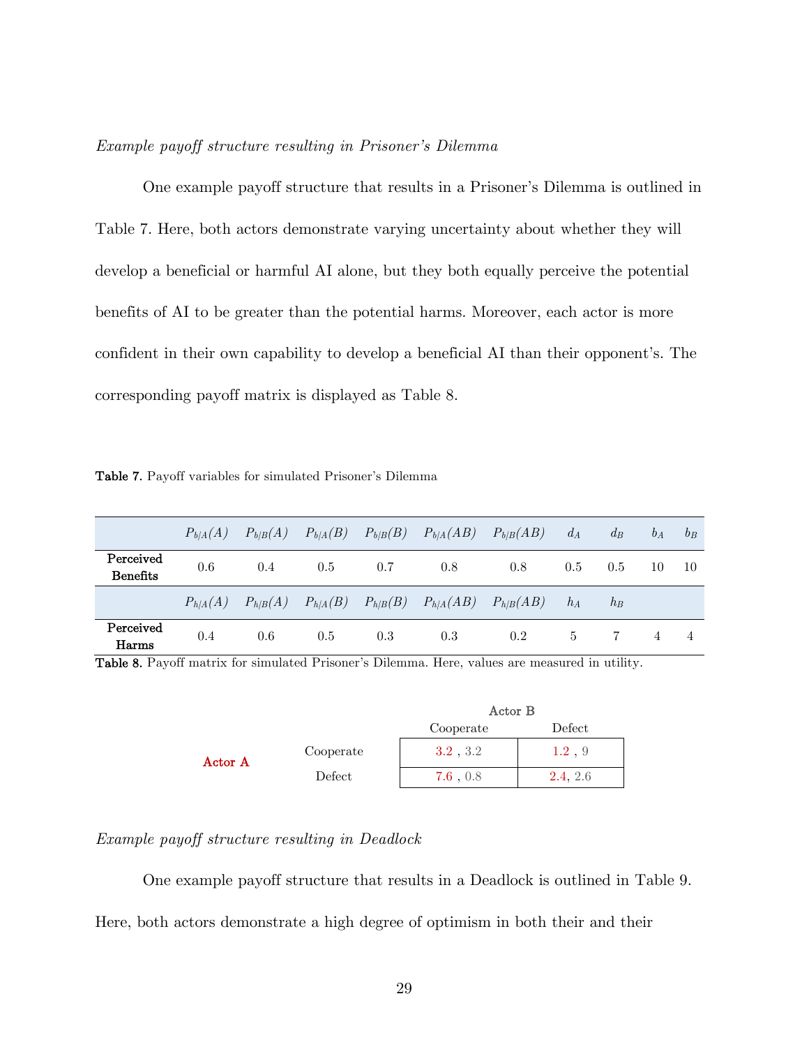*Example payoff structure resulting in Prisoner's Dilemma*

One example payoff structure that results in a Prisoner's Dilemma is outlined in Table 7. Here, both actors demonstrate varying uncertainty about whether they will develop a beneficial or harmful AI alone, but they both equally perceive the potential benefits of AI to be greater than the potential harms. Moreover, each actor is more confident in their own capability to develop a beneficial AI than their opponent's. The corresponding payoff matrix is displayed as Table 8.

**Table 7.** Payoff variables for simulated Prisoner's Dilemma

| | $P_{b\|A}(A)$ | $P_{b\|B}(A)$ | $P_{b\|A}(B)$ | $P_{b\|B}(B)$ | $P_{b\|A}(AB)$ | $P_{b\|B}(AB)$ | $d_A$ | $d_B$ | $b_A$ | $b_B$ |
|---|---|---|---|---|---|---|---|---|---|---|
| **Perceived Benefits** | 0.6 | 0.4 | 0.5 | 0.7 | 0.8 | 0.8 | 0.5 | 0.5 | 10 | 10 |
| | $P_{h\|A}(A)$ | $P_{h\|B}(A)$ | $P_{h\|A}(B)$ | $P_{h\|B}(B)$ | $P_{h\|A}(AB)$ | $P_{h\|B}(AB)$ | $h_A$ | $h_B$ | | |
| **Perceived Harms** | 0.4 | 0.6 | 0.5 | 0.3 | 0.3 | 0.2 | 5 | 7 | 4 | 4 |

**Table 8.** Payoff matrix for simulated Prisoner's Dilemma. Here, values are measured in utility.

| | | Actor B: Cooperate | Actor B: Defect |
|---|---|---|---|
| **Actor A** | Cooperate | 3.2 , 3.2 | 1.2 , 9 |
| | Defect | 7.6 , 0.8 | 2.4, 2.6 |

*Example payoff structure resulting in Deadlock*

One example payoff structure that results in a Deadlock is outlined in Table 9. Here, both actors demonstrate a high degree of optimism in both their and their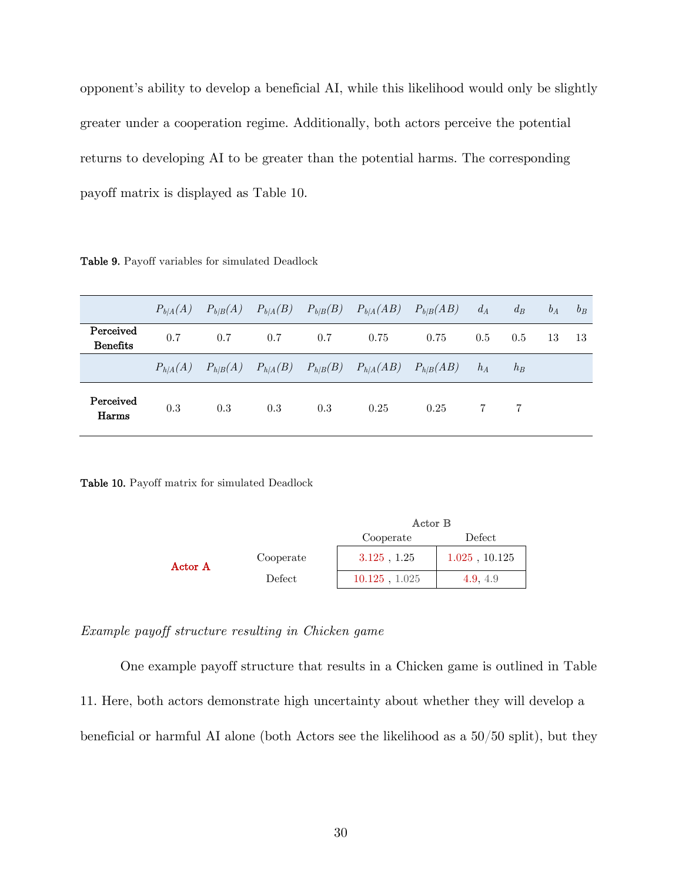opponent's ability to develop a beneficial AI, while this likelihood would only be slightly greater under a cooperation regime. Additionally, both actors perceive the potential returns to developing AI to be greater than the potential harms. The corresponding payoff matrix is displayed as Table 10.

**Table 9.** Payoff variables for simulated Deadlock

| | $P_{b/A}(A)$ | $P_{b/B}(A)$ | $P_{b/A}(B)$ | $P_{b/B}(B)$ | $P_{b/A}(AB)$ | $P_{b/B}(AB)$ | $d_A$ | $d_B$ | $b_A$ | $b_B$ |
|---|---|---|---|---|---|---|---|---|---|---|
| **Perceived Benefits** | 0.7 | 0.7 | 0.7 | 0.7 | 0.75 | 0.75 | 0.5 | 0.5 | 13 | 13 |
| | $P_{h/A}(A)$ | $P_{h/B}(A)$ | $P_{h/A}(B)$ | $P_{h/B}(B)$ | $P_{h/A}(AB)$ | $P_{h/B}(AB)$ | $h_A$ | $h_B$ | | |
| **Perceived Harms** | 0.3 | 0.3 | 0.3 | 0.3 | 0.25 | 0.25 | 7 | 7 | | |

**Table 10.** Payoff matrix for simulated Deadlock

| | | Actor B: Cooperate | Actor B: Defect |
|---|---|---|---|
| **Actor A** | Cooperate | 3.125 , 1.25 | 1.025 , 10.125 |
| | Defect | 10.125 , 1.025 | 4.9, 4.9 |

*Example payoff structure resulting in Chicken game*

One example payoff structure that results in a Chicken game is outlined in Table 11. Here, both actors demonstrate high uncertainty about whether they will develop a beneficial or harmful AI alone (both Actors see the likelihood as a 50/50 split), but they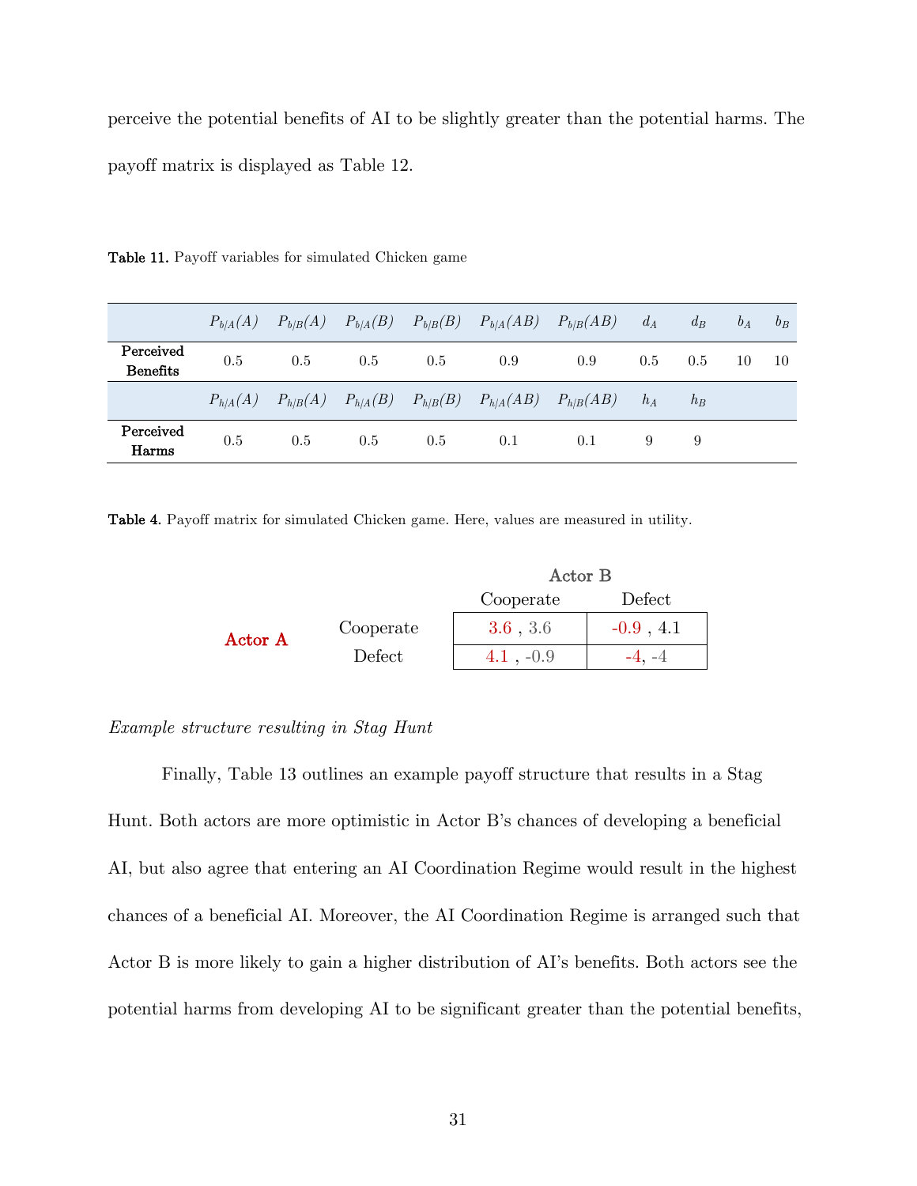perceive the potential benefits of AI to be slightly greater than the potential harms. The payoff matrix is displayed as Table 12.

**Table 11.** Payoff variables for simulated Chicken game

| | $P_{b\|A}(A)$ | $P_{b\|B}(A)$ | $P_{b\|A}(B)$ | $P_{b\|B}(B)$ | $P_{b\|A}(AB)$ | $P_{b\|B}(AB)$ | $d_A$ | $d_B$ | $b_A$ | $b_B$ |
|---|---|---|---|---|---|---|---|---|---|---|
| **Perceived Benefits** | 0.5 | 0.5 | 0.5 | 0.5 | 0.9 | 0.9 | 0.5 | 0.5 | 10 | 10 |
| | $P_{h\|A}(A)$ | $P_{h\|B}(A)$ | $P_{h\|A}(B)$ | $P_{h\|B}(B)$ | $P_{h\|A}(AB)$ | $P_{h\|B}(AB)$ | $h_A$ | $h_B$ | | |
| **Perceived Harms** | 0.5 | 0.5 | 0.5 | 0.5 | 0.1 | 0.1 | 9 | 9 | | |

**Table 4.** Payoff matrix for simulated Chicken game. Here, values are measured in utility.

| | | Actor B: Cooperate | Actor B: Defect |
|---|---|---|---|
| **Actor A** | Cooperate | 3.6 , 3.6 | -0.9 , 4.1 |
| | Defect | 4.1 , -0.9 | -4, -4 |

*Example structure resulting in Stag Hunt*

Finally, Table 13 outlines an example payoff structure that results in a Stag Hunt. Both actors are more optimistic in Actor B's chances of developing a beneficial AI, but also agree that entering an AI Coordination Regime would result in the highest chances of a beneficial AI. Moreover, the AI Coordination Regime is arranged such that Actor B is more likely to gain a higher distribution of AI's benefits. Both actors see the potential harms from developing AI to be significant greater than the potential benefits,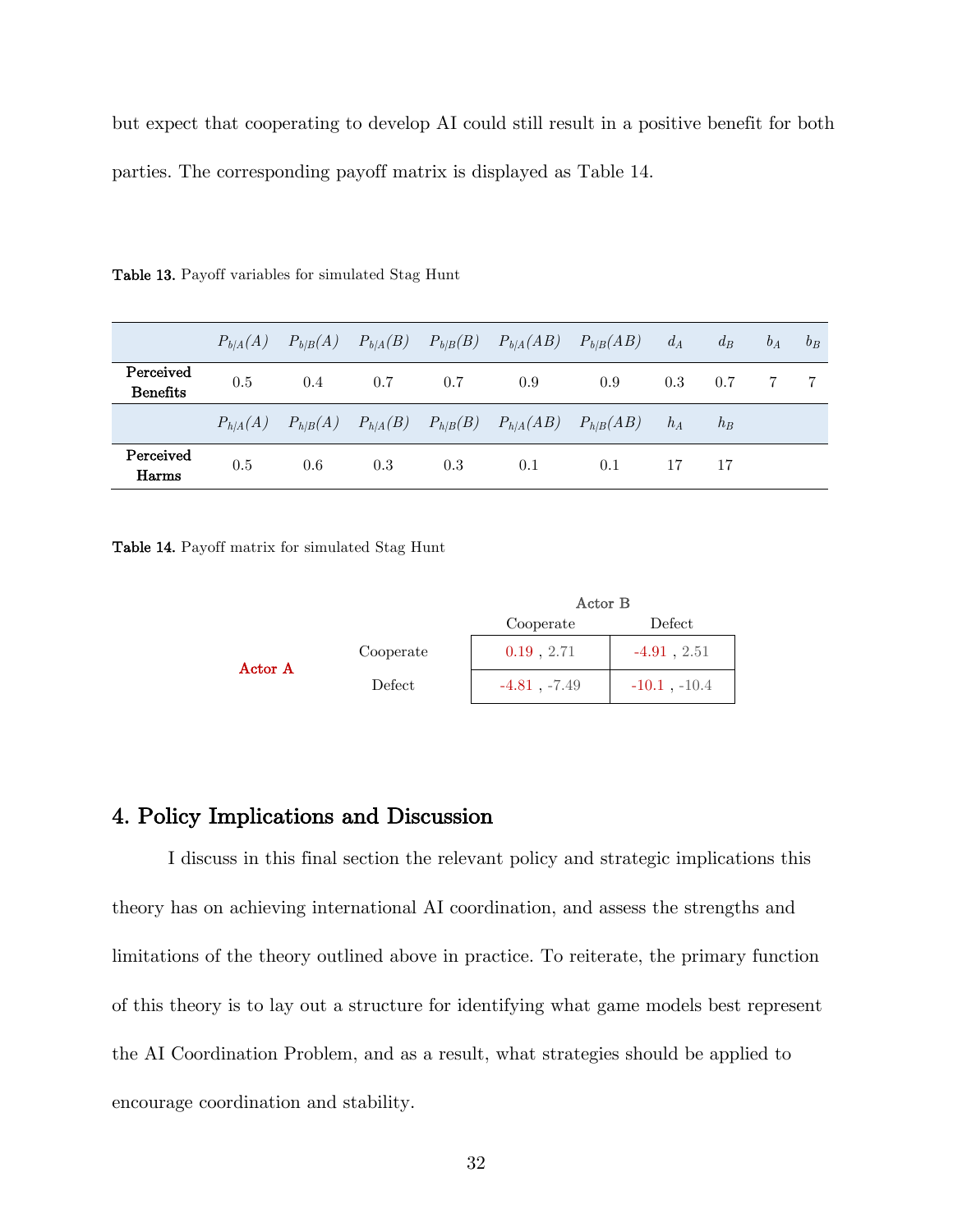but expect that cooperating to develop AI could still result in a positive benefit for both parties. The corresponding payoff matrix is displayed as Table 14.

**Table 13.** Payoff variables for simulated Stag Hunt

| | $P_{b\|A}(A)$ | $P_{b\|B}(A)$ | $P_{b\|A}(B)$ | $P_{b\|B}(B)$ | $P_{b\|A}(AB)$ | $P_{b\|B}(AB)$ | $d_A$ | $d_B$ | $b_A$ | $b_B$ |
|---|---|---|---|---|---|---|---|---|---|---|
| **Perceived Benefits** | 0.5 | 0.4 | 0.7 | 0.7 | 0.9 | 0.9 | 0.3 | 0.7 | 7 | 7 |
| | $P_{h\|A}(A)$ | $P_{h\|B}(A)$ | $P_{h\|A}(B)$ | $P_{h\|B}(B)$ | $P_{h\|A}(AB)$ | $P_{h\|B}(AB)$ | $h_A$ | $h_B$ | | |
| **Perceived Harms** | 0.5 | 0.6 | 0.3 | 0.3 | 0.1 | 0.1 | 17 | 17 | | |

**Table 14.** Payoff matrix for simulated Stag Hunt

| | | Actor B: Cooperate | Actor B: Defect |
|---|---|---|---|
| **Actor A** | Cooperate | 0.19 , 2.71 | -4.91 , 2.51 |
| | Defect | -4.81 , -7.49 | -10.1 , -10.4 |

## 4. Policy Implications and Discussion

I discuss in this final section the relevant policy and strategic implications this theory has on achieving international AI coordination, and assess the strengths and limitations of the theory outlined above in practice. To reiterate, the primary function of this theory is to lay out a structure for identifying what game models best represent the AI Coordination Problem, and as a result, what strategies should be applied to encourage coordination and stability.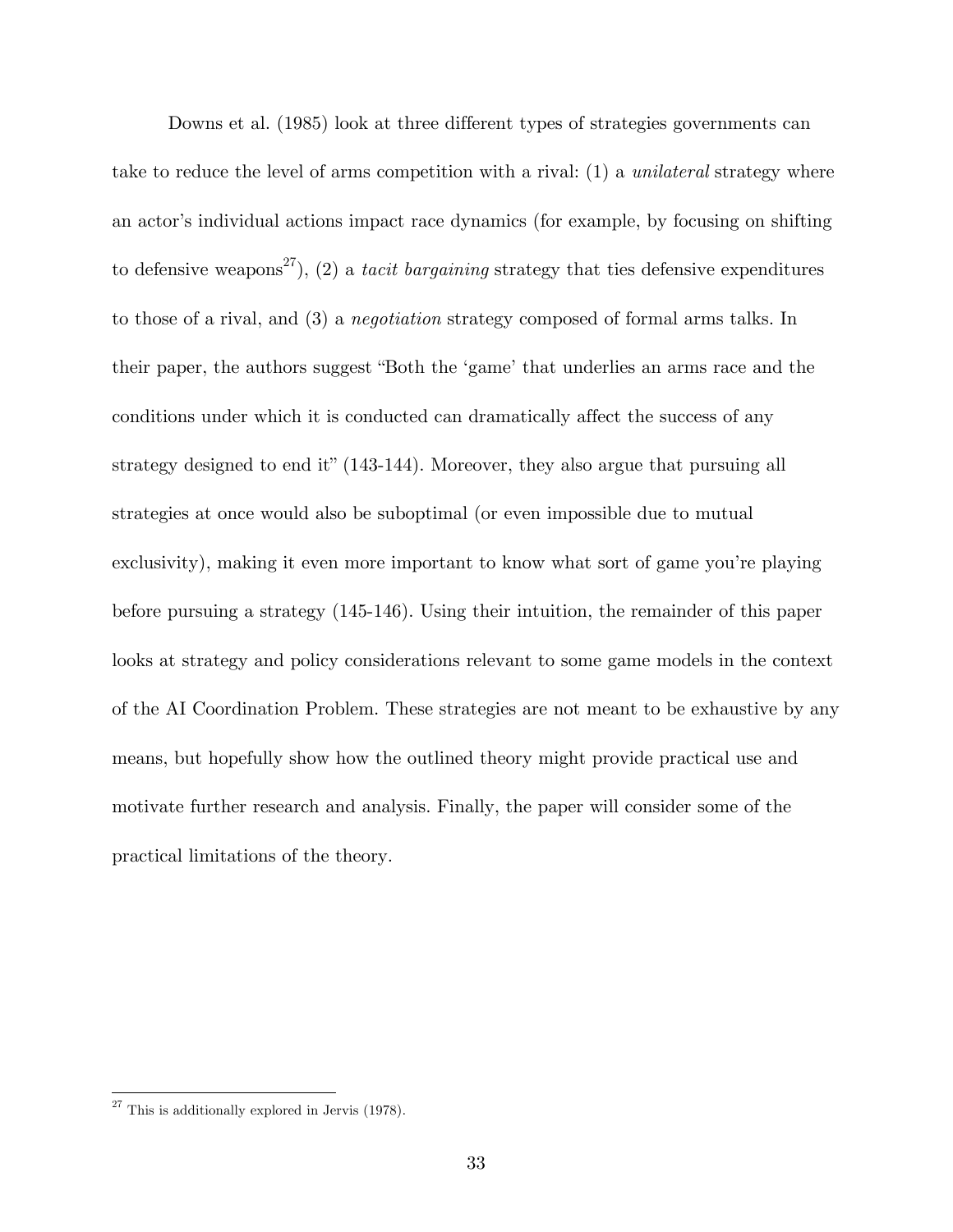Downs et al. (1985) look at three different types of strategies governments can take to reduce the level of arms competition with a rival: (1) a *unilateral* strategy where an actor's individual actions impact race dynamics (for example, by focusing on shifting to defensive weapons[27]), (2) a *tacit bargaining* strategy that ties defensive expenditures to those of a rival, and (3) a *negotiation* strategy composed of formal arms talks. In their paper, the authors suggest "Both the 'game' that underlies an arms race and the conditions under which it is conducted can dramatically affect the success of any strategy designed to end it" (143-144). Moreover, they also argue that pursuing all strategies at once would also be suboptimal (or even impossible due to mutual exclusivity), making it even more important to know what sort of game you're playing before pursuing a strategy (145-146). Using their intuition, the remainder of this paper looks at strategy and policy considerations relevant to some game models in the context of the AI Coordination Problem. These strategies are not meant to be exhaustive by any means, but hopefully show how the outlined theory might provide practical use and motivate further research and analysis. Finally, the paper will consider some of the practical limitations of the theory.

[27] This is additionally explored in Jervis (1978).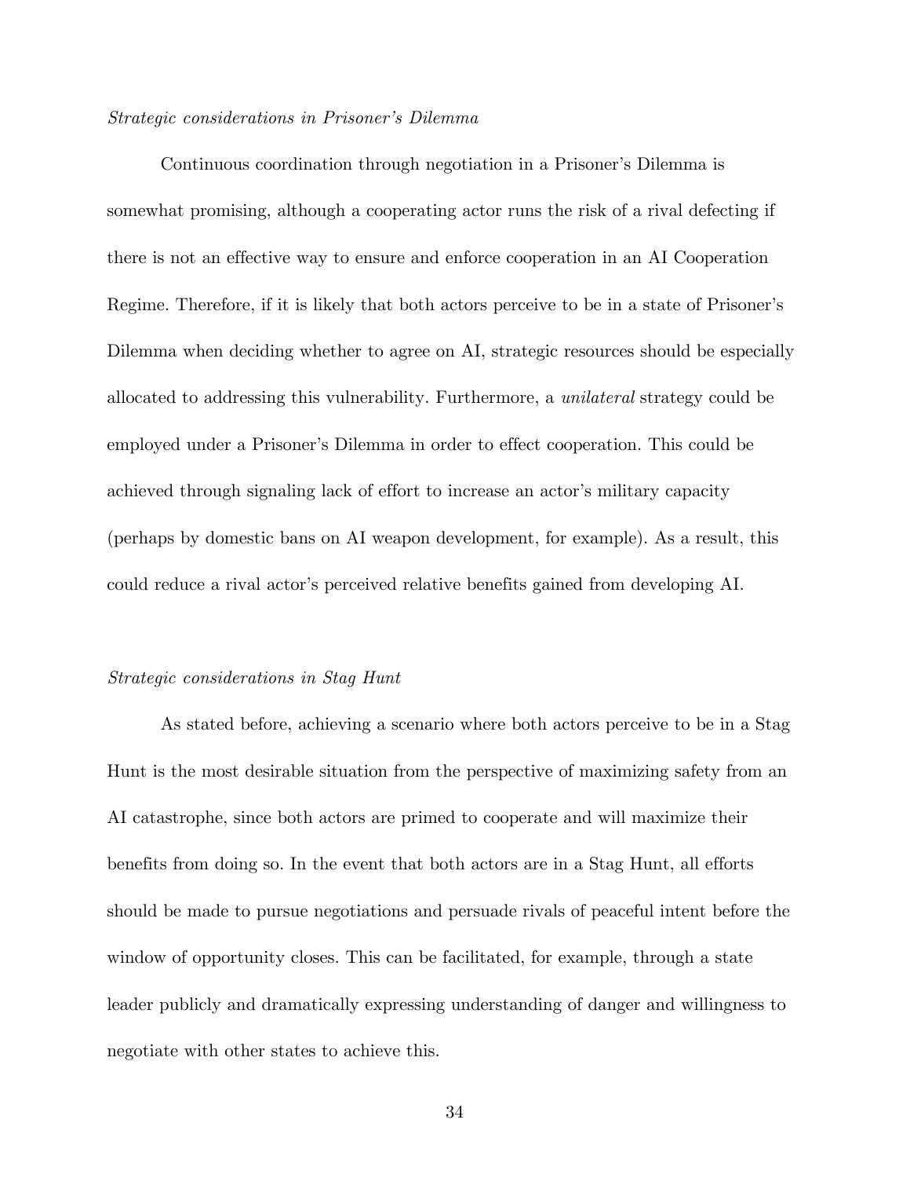*Strategic considerations in Prisoner's Dilemma*

Continuous coordination through negotiation in a Prisoner's Dilemma is somewhat promising, although a cooperating actor runs the risk of a rival defecting if there is not an effective way to ensure and enforce cooperation in an AI Cooperation Regime. Therefore, if it is likely that both actors perceive to be in a state of Prisoner's Dilemma when deciding whether to agree on AI, strategic resources should be especially allocated to addressing this vulnerability. Furthermore, a *unilateral* strategy could be employed under a Prisoner's Dilemma in order to effect cooperation. This could be achieved through signaling lack of effort to increase an actor's military capacity (perhaps by domestic bans on AI weapon development, for example). As a result, this could reduce a rival actor's perceived relative benefits gained from developing AI.

*Strategic considerations in Stag Hunt*

As stated before, achieving a scenario where both actors perceive to be in a Stag Hunt is the most desirable situation from the perspective of maximizing safety from an AI catastrophe, since both actors are primed to cooperate and will maximize their benefits from doing so. In the event that both actors are in a Stag Hunt, all efforts should be made to pursue negotiations and persuade rivals of peaceful intent before the window of opportunity closes. This can be facilitated, for example, through a state leader publicly and dramatically expressing understanding of danger and willingness to negotiate with other states to achieve this.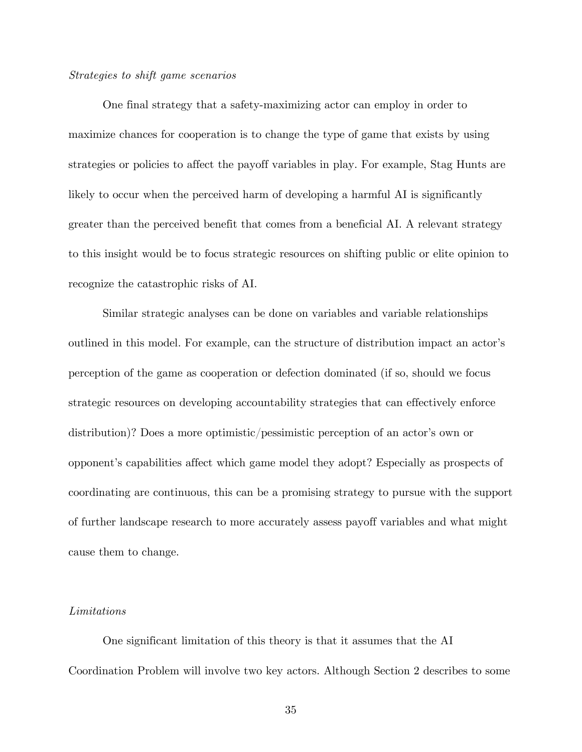*Strategies to shift game scenarios*

One final strategy that a safety-maximizing actor can employ in order to maximize chances for cooperation is to change the type of game that exists by using strategies or policies to affect the payoff variables in play. For example, Stag Hunts are likely to occur when the perceived harm of developing a harmful AI is significantly greater than the perceived benefit that comes from a beneficial AI. A relevant strategy to this insight would be to focus strategic resources on shifting public or elite opinion to recognize the catastrophic risks of AI.

Similar strategic analyses can be done on variables and variable relationships outlined in this model. For example, can the structure of distribution impact an actor's perception of the game as cooperation or defection dominated (if so, should we focus strategic resources on developing accountability strategies that can effectively enforce distribution)? Does a more optimistic/pessimistic perception of an actor's own or opponent's capabilities affect which game model they adopt? Especially as prospects of coordinating are continuous, this can be a promising strategy to pursue with the support of further landscape research to more accurately assess payoff variables and what might cause them to change.

*Limitations*

One significant limitation of this theory is that it assumes that the AI Coordination Problem will involve two key actors. Although Section 2 describes to some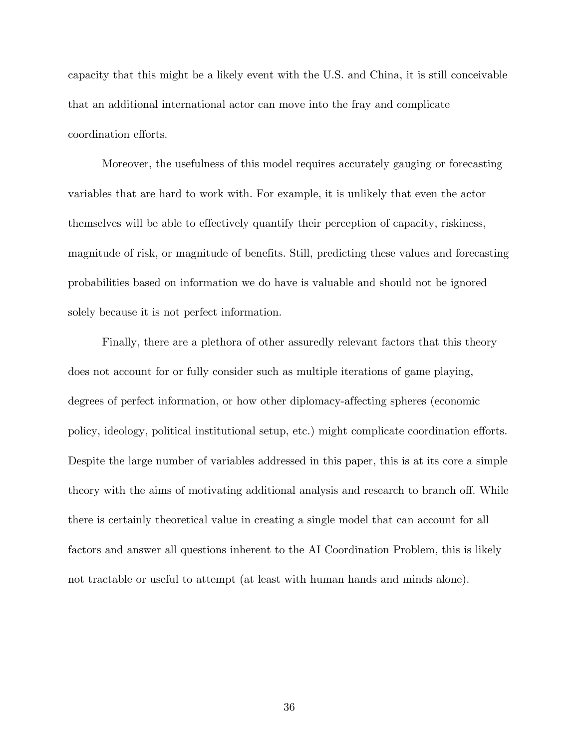capacity that this might be a likely event with the U.S. and China, it is still conceivable that an additional international actor can move into the fray and complicate coordination efforts.

Moreover, the usefulness of this model requires accurately gauging or forecasting variables that are hard to work with. For example, it is unlikely that even the actor themselves will be able to effectively quantify their perception of capacity, riskiness, magnitude of risk, or magnitude of benefits. Still, predicting these values and forecasting probabilities based on information we do have is valuable and should not be ignored solely because it is not perfect information.

Finally, there are a plethora of other assuredly relevant factors that this theory does not account for or fully consider such as multiple iterations of game playing, degrees of perfect information, or how other diplomacy-affecting spheres (economic policy, ideology, political institutional setup, etc.) might complicate coordination efforts. Despite the large number of variables addressed in this paper, this is at its core a simple theory with the aims of motivating additional analysis and research to branch off. While there is certainly theoretical value in creating a single model that can account for all factors and answer all questions inherent to the AI Coordination Problem, this is likely not tractable or useful to attempt (at least with human hands and minds alone).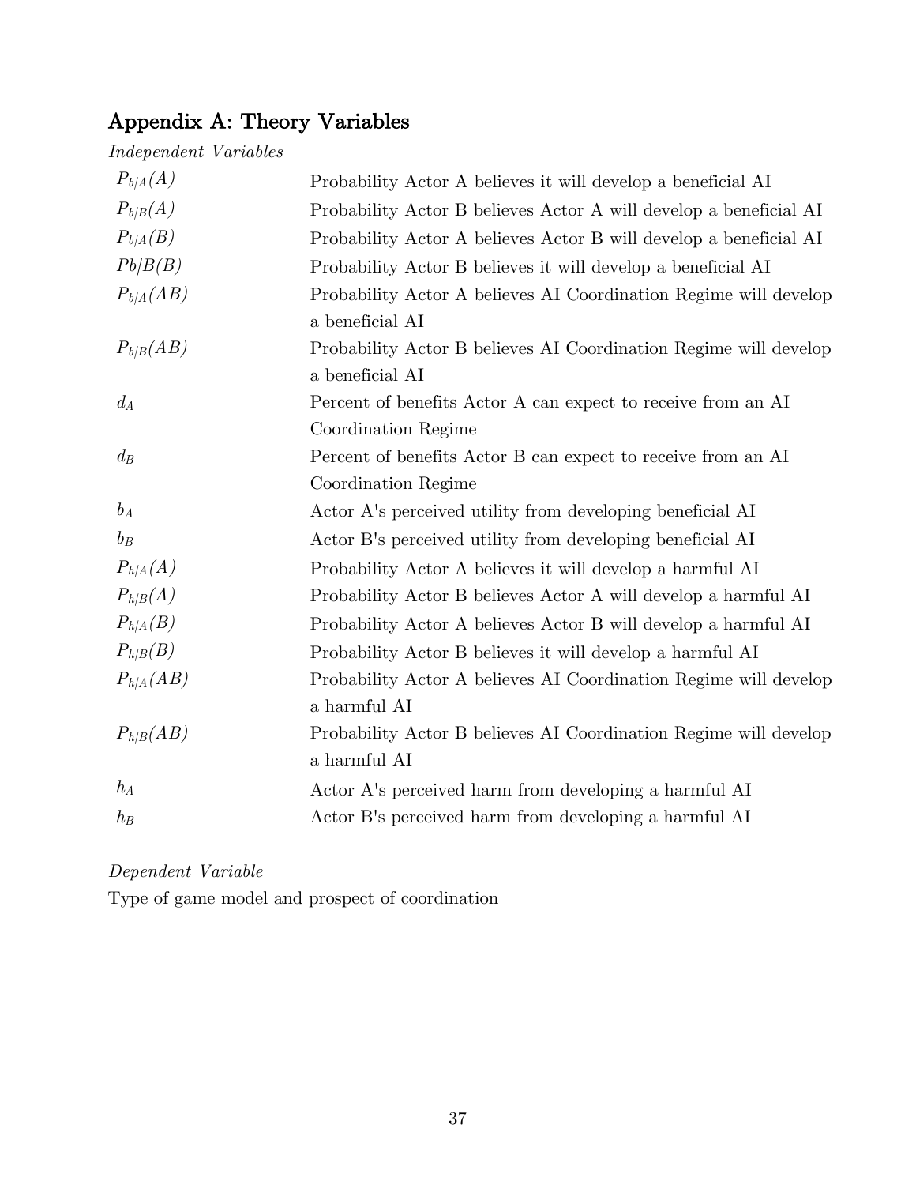## Appendix A: Theory Variables

*Independent Variables*

| | |
|---|---|
| $P_{b/A}(A)$ | Probability Actor A believes it will develop a beneficial AI |
| $P_{b/B}(A)$ | Probability Actor B believes Actor A will develop a beneficial AI |
| $P_{b/A}(B)$ | Probability Actor A believes Actor B will develop a beneficial AI |
| $Pb/B(B)$ | Probability Actor B believes it will develop a beneficial AI |
| $P_{b/A}(AB)$ | Probability Actor A believes AI Coordination Regime will develop a beneficial AI |
| $P_{b/B}(AB)$ | Probability Actor B believes AI Coordination Regime will develop a beneficial AI |
| $d_A$ | Percent of benefits Actor A can expect to receive from an AI Coordination Regime |
| $d_B$ | Percent of benefits Actor B can expect to receive from an AI Coordination Regime |
| $b_A$ | Actor A's perceived utility from developing beneficial AI |
| $b_B$ | Actor B's perceived utility from developing beneficial AI |
| $P_{h/A}(A)$ | Probability Actor A believes it will develop a harmful AI |
| $P_{h/B}(A)$ | Probability Actor B believes Actor A will develop a harmful AI |
| $P_{h/A}(B)$ | Probability Actor A believes Actor B will develop a harmful AI |
| $P_{h/B}(B)$ | Probability Actor B believes it will develop a harmful AI |
| $P_{h/A}(AB)$ | Probability Actor A believes AI Coordination Regime will develop a harmful AI |
| $P_{h/B}(AB)$ | Probability Actor B believes AI Coordination Regime will develop a harmful AI |
| $h_A$ | Actor A's perceived harm from developing a harmful AI |
| $h_B$ | Actor B's perceived harm from developing a harmful AI |

*Dependent Variable*

Type of game model and prospect of coordination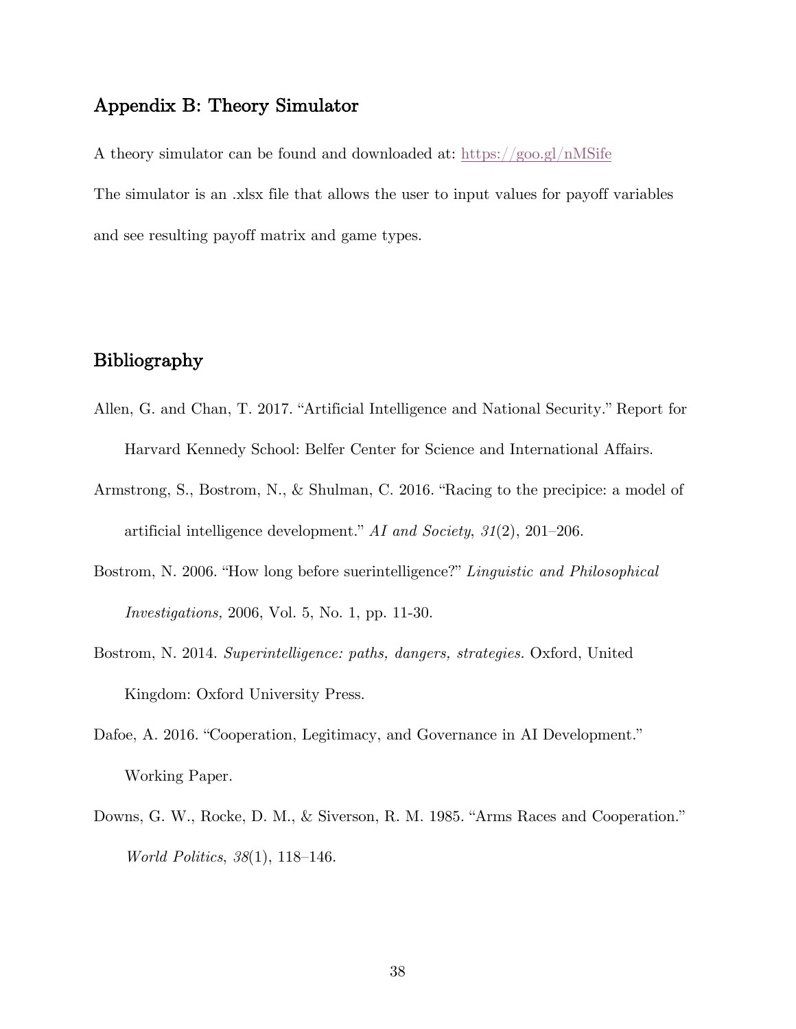## Appendix B: Theory Simulator

A theory simulator can be found and downloaded at: https://goo.gl/nMSife

The simulator is an .xlsx file that allows the user to input values for payoff variables and see resulting payoff matrix and game types.

## Bibliography

Allen, G. and Chan, T. 2017. "Artificial Intelligence and National Security." Report for Harvard Kennedy School: Belfer Center for Science and International Affairs.

Armstrong, S., Bostrom, N., & Shulman, C. 2016. "Racing to the precipice: a model of artificial intelligence development." *AI and Society*, *31*(2), 201–206.

Bostrom, N. 2006. "How long before suerintelligence?" *Linguistic and Philosophical Investigations,* 2006, Vol. 5, No. 1, pp. 11-30.

Bostrom, N. 2014. *Superintelligence: paths, dangers, strategies.* Oxford, United Kingdom: Oxford University Press.

Dafoe, A. 2016. "Cooperation, Legitimacy, and Governance in AI Development." Working Paper.

Downs, G. W., Rocke, D. M., & Siverson, R. M. 1985. "Arms Races and Cooperation." *World Politics*, *38*(1), 118–146.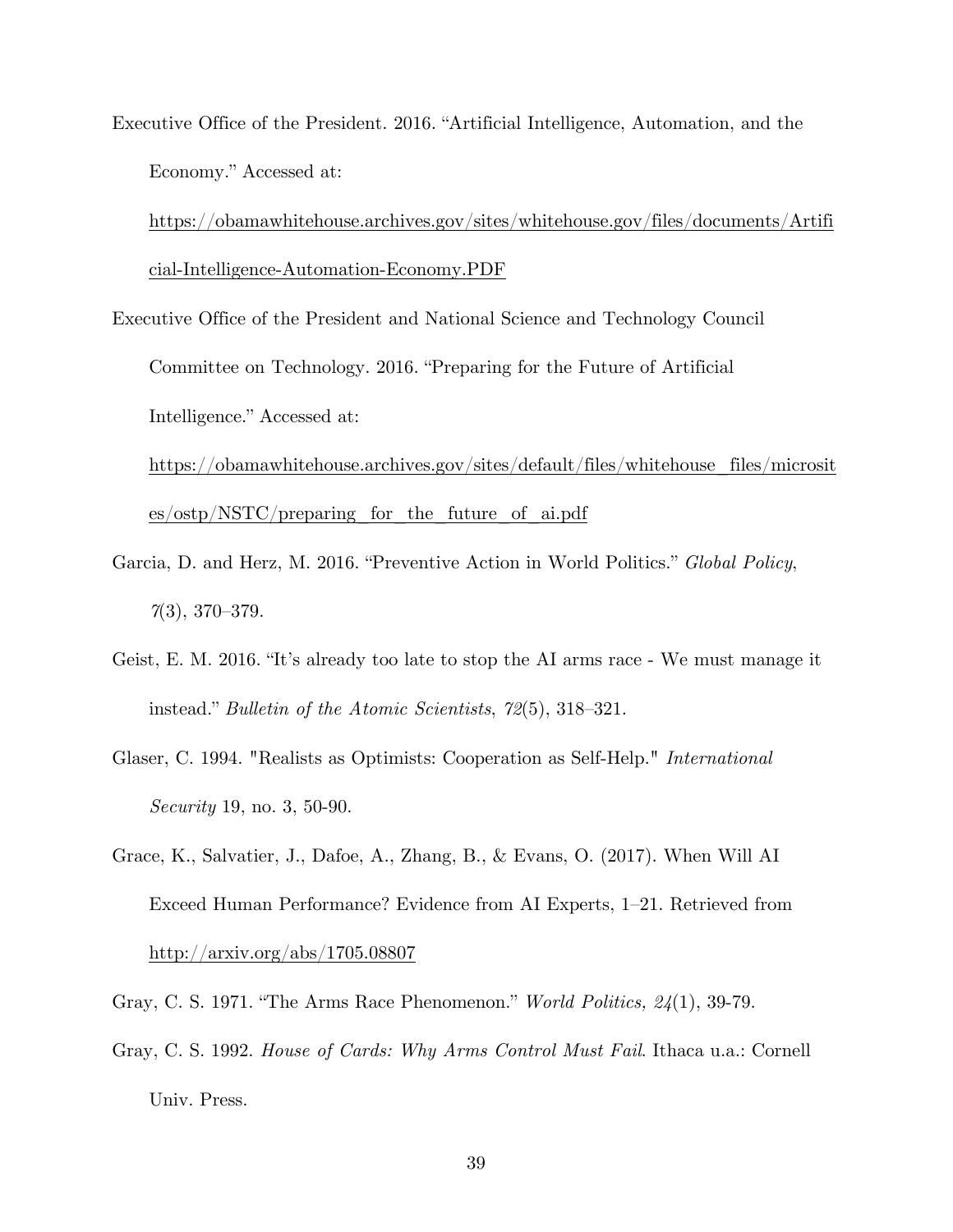Executive Office of the President. 2016. "Artificial Intelligence, Automation, and the Economy." Accessed at: https://obamawhitehouse.archives.gov/sites/whitehouse.gov/files/documents/Artificial-Intelligence-Automation-Economy.PDF

Executive Office of the President and National Science and Technology Council Committee on Technology. 2016. "Preparing for the Future of Artificial Intelligence." Accessed at: https://obamawhitehouse.archives.gov/sites/default/files/whitehouse_files/microsites/ostp/NSTC/preparing_for_the_future_of_ai.pdf

Garcia, D. and Herz, M. 2016. "Preventive Action in World Politics." *Global Policy*, *7*(3), 370–379.

Geist, E. M. 2016. "It's already too late to stop the AI arms race - We must manage it instead." *Bulletin of the Atomic Scientists*, *72*(5), 318–321.

Glaser, C. 1994. "Realists as Optimists: Cooperation as Self-Help." *International Security* 19, no. 3, 50-90.

Grace, K., Salvatier, J., Dafoe, A., Zhang, B., & Evans, O. (2017). When Will AI Exceed Human Performance? Evidence from AI Experts, 1–21. Retrieved from http://arxiv.org/abs/1705.08807

Gray, C. S. 1971. "The Arms Race Phenomenon." *World Politics, 24*(1), 39-79.

Gray, C. S. 1992. *House of Cards: Why Arms Control Must Fail*. Ithaca u.a.: Cornell Univ. Press.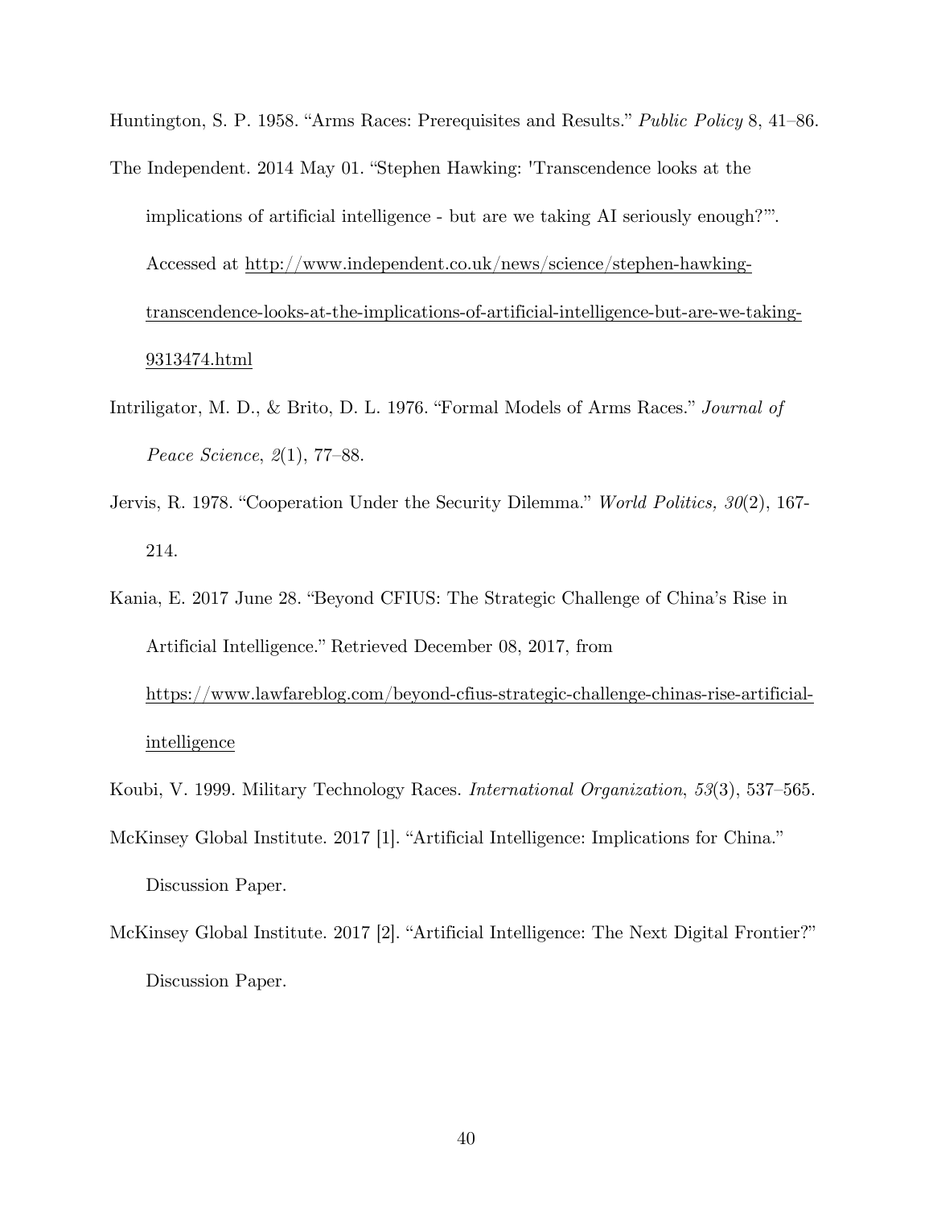Huntington, S. P. 1958. “Arms Races: Prerequisites and Results.” *Public Policy* 8, 41–86.

The Independent. 2014 May 01. “Stephen Hawking: 'Transcendence looks at the implications of artificial intelligence - but are we taking AI seriously enough?'”. Accessed at http://www.independent.co.uk/news/science/stephen-hawking-transcendence-looks-at-the-implications-of-artificial-intelligence-but-are-we-taking-9313474.html

Intriligator, M. D., & Brito, D. L. 1976. “Formal Models of Arms Races.” *Journal of Peace Science*, *2*(1), 77–88.

Jervis, R. 1978. “Cooperation Under the Security Dilemma.” *World Politics, 30*(2), 167-214.

Kania, E. 2017 June 28. “Beyond CFIUS: The Strategic Challenge of China’s Rise in Artificial Intelligence.” Retrieved December 08, 2017, from https://www.lawfareblog.com/beyond-cfius-strategic-challenge-chinas-rise-artificial-intelligence

Koubi, V. 1999. Military Technology Races. *International Organization*, *53*(3), 537–565.

McKinsey Global Institute. 2017 [1]. “Artificial Intelligence: Implications for China.” Discussion Paper.

McKinsey Global Institute. 2017 [2]. “Artificial Intelligence: The Next Digital Frontier?” Discussion Paper.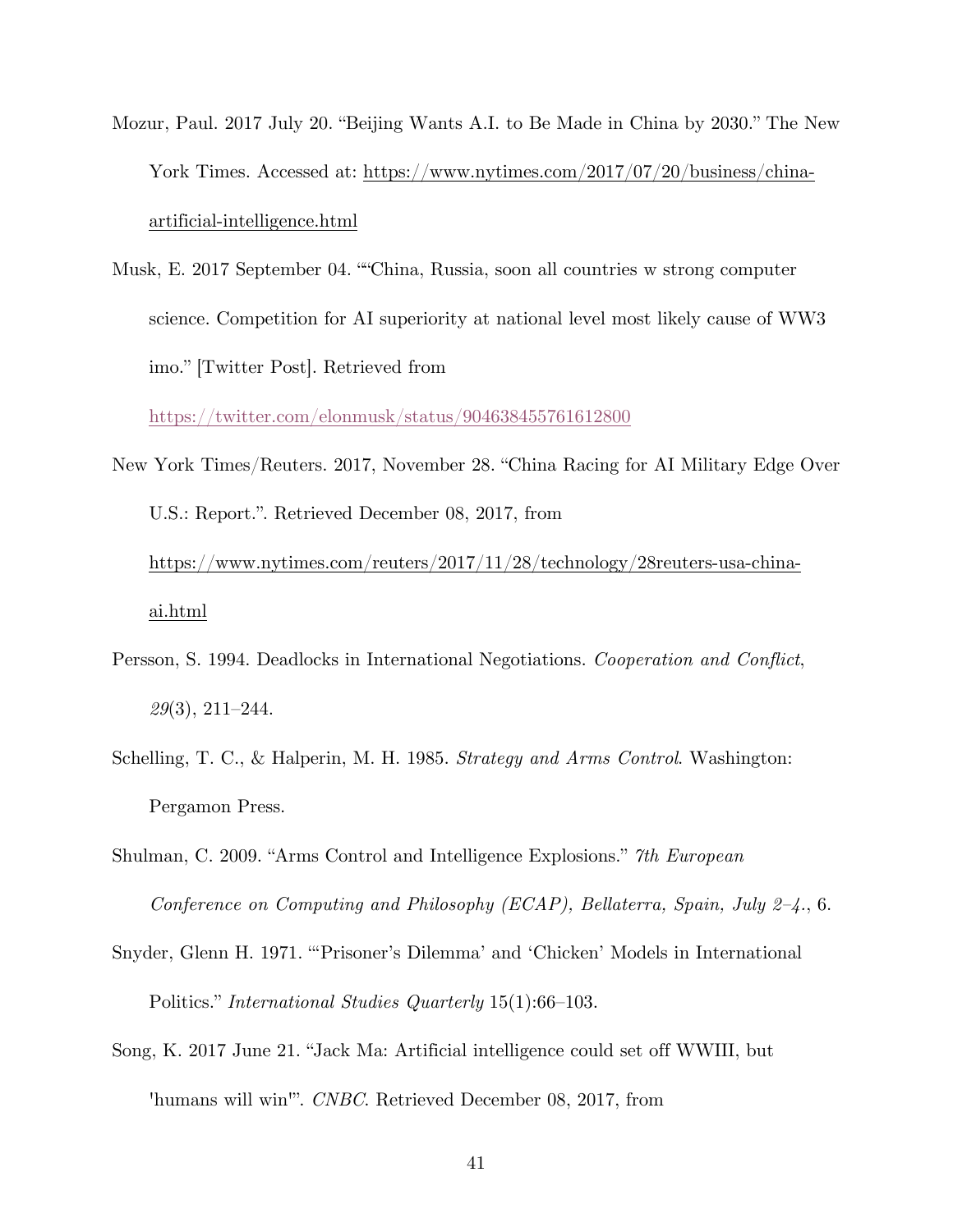Mozur, Paul. 2017 July 20. "Beijing Wants A.I. to Be Made in China by 2030." The New York Times. Accessed at: https://www.nytimes.com/2017/07/20/business/china-artificial-intelligence.html

Musk, E. 2017 September 04. "“China, Russia, soon all countries w strong computer science. Competition for AI superiority at national level most likely cause of WW3 imo." [Twitter Post]. Retrieved from https://twitter.com/elonmusk/status/904638455761612800

New York Times/Reuters. 2017, November 28. "China Racing for AI Military Edge Over U.S.: Report.". Retrieved December 08, 2017, from https://www.nytimes.com/reuters/2017/11/28/technology/28reuters-usa-china-ai.html

Persson, S. 1994. Deadlocks in International Negotiations. *Cooperation and Conflict*, *29*(3), 211–244.

Schelling, T. C., & Halperin, M. H. 1985. *Strategy and Arms Control*. Washington: Pergamon Press.

Shulman, C. 2009. "Arms Control and Intelligence Explosions." *7th European Conference on Computing and Philosophy (ECAP), Bellaterra, Spain, July 2–4.*, 6.

Snyder, Glenn H. 1971. "'Prisoner's Dilemma' and 'Chicken' Models in International Politics." *International Studies Quarterly* 15(1):66–103.

Song, K. 2017 June 21. "Jack Ma: Artificial intelligence could set off WWIII, but 'humans will win'". *CNBC*. Retrieved December 08, 2017, from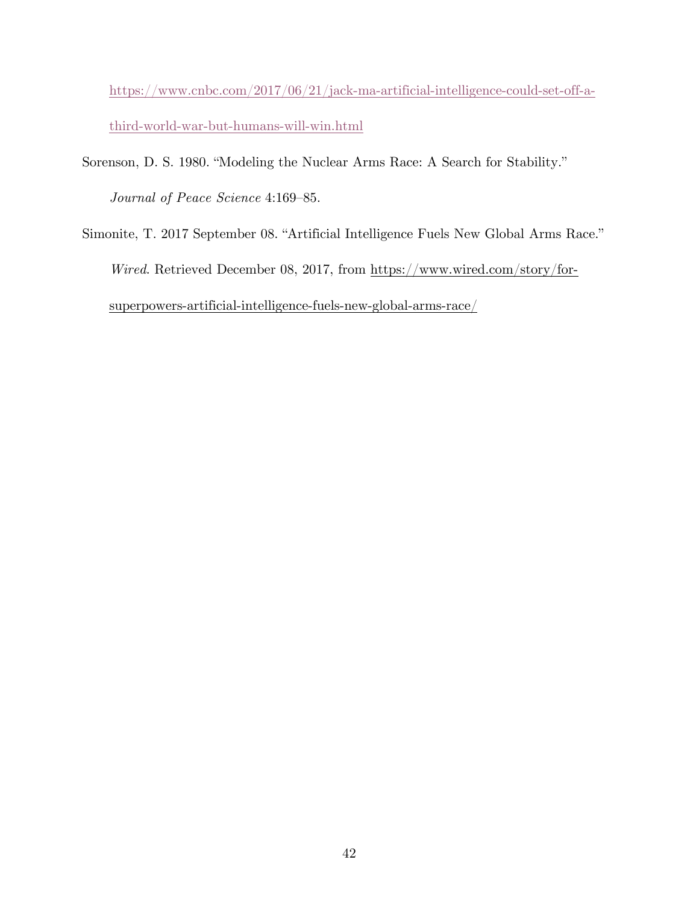https://www.cnbc.com/2017/06/21/jack-ma-artificial-intelligence-could-set-off-a-third-world-war-but-humans-will-win.html

Sorenson, D. S. 1980. "Modeling the Nuclear Arms Race: A Search for Stability." *Journal of Peace Science* 4:169–85.

Simonite, T. 2017 September 08. "Artificial Intelligence Fuels New Global Arms Race." *Wired*. Retrieved December 08, 2017, from https://www.wired.com/story/for-superpowers-artificial-intelligence-fuels-new-global-arms-race/